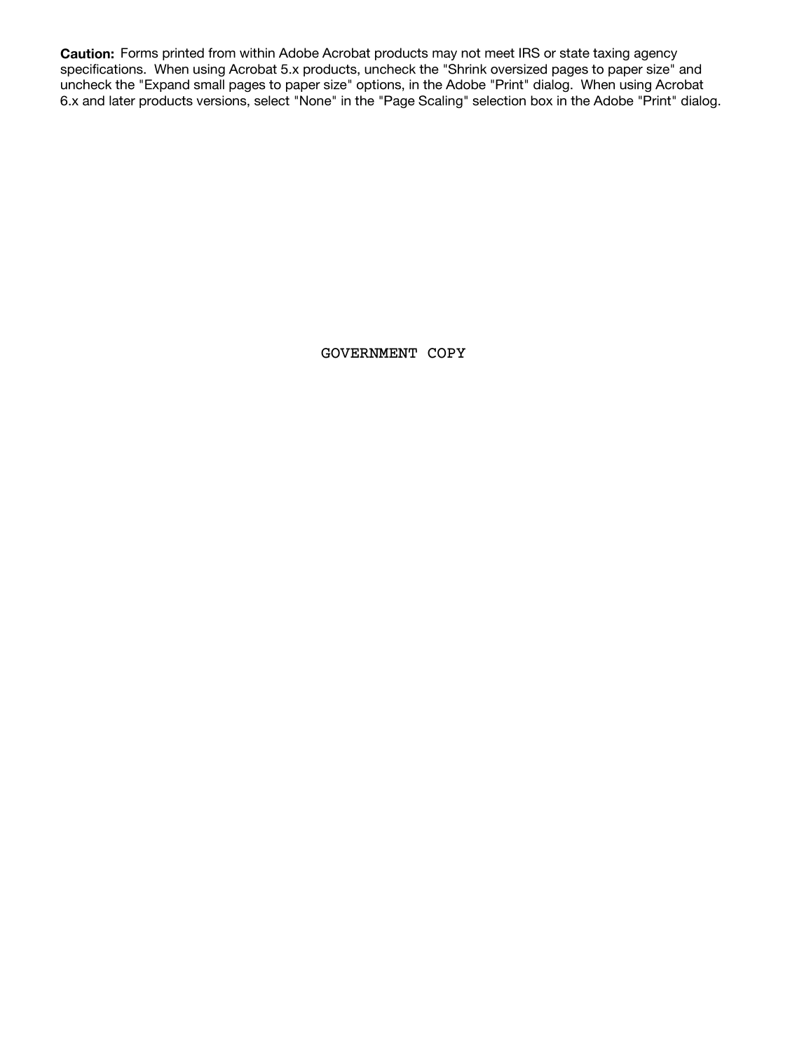**Caution:** Forms printed from within Adobe Acrobat products may not meet IRS or state taxing agency specifications. When using Acrobat 5.x products, uncheck the "Shrink oversized pages to paper size" and uncheck the "Expand small pages to paper size" options, in the Adobe "Print" dialog. When using Acrobat 6.x and later products versions, select "None" in the "Page Scaling" selection box in the Adobe "Print" dialog.

GOVERNMENT COPY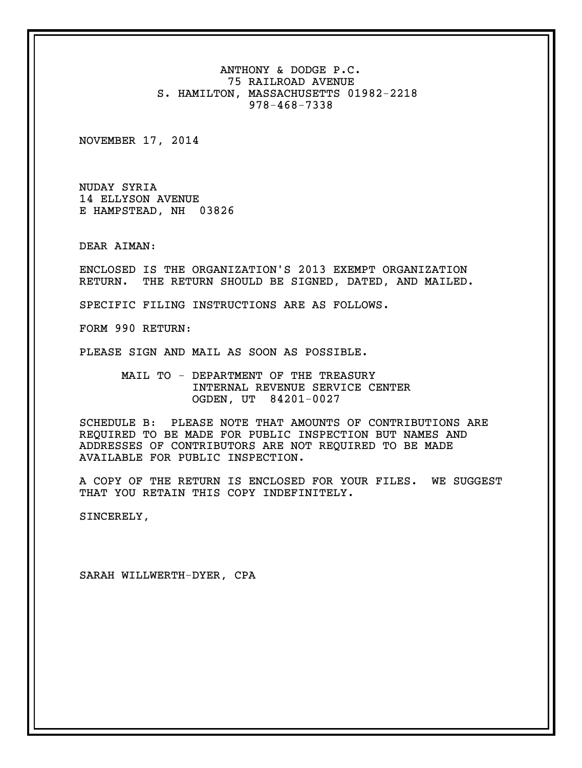ANTHONY & DODGE P.C.
75 RAILROAD AVENUE
S. HAMILTON, MASSACHUSETTS 01982-2218
978-468-7338

NOVEMBER 17, 2014

NUDAY SYRIA
14 ELLYSON AVENUE
E HAMPSTEAD, NH 03826

DEAR AIMAN:

ENCLOSED IS THE ORGANIZATION'S 2013 EXEMPT ORGANIZATION RETURN. THE RETURN SHOULD BE SIGNED, DATED, AND MAILED.

SPECIFIC FILING INSTRUCTIONS ARE AS FOLLOWS.

FORM 990 RETURN:

PLEASE SIGN AND MAIL AS SOON AS POSSIBLE.

MAIL TO - DEPARTMENT OF THE TREASURY
INTERNAL REVENUE SERVICE CENTER
OGDEN, UT 84201-0027

SCHEDULE B: PLEASE NOTE THAT AMOUNTS OF CONTRIBUTIONS ARE REQUIRED TO BE MADE FOR PUBLIC INSPECTION BUT NAMES AND ADDRESSES OF CONTRIBUTORS ARE NOT REQUIRED TO BE MADE AVAILABLE FOR PUBLIC INSPECTION.

A COPY OF THE RETURN IS ENCLOSED FOR YOUR FILES. WE SUGGEST THAT YOU RETAIN THIS COPY INDEFINITELY.

SINCERELY,

SARAH WILLWERTH-DYER, CPA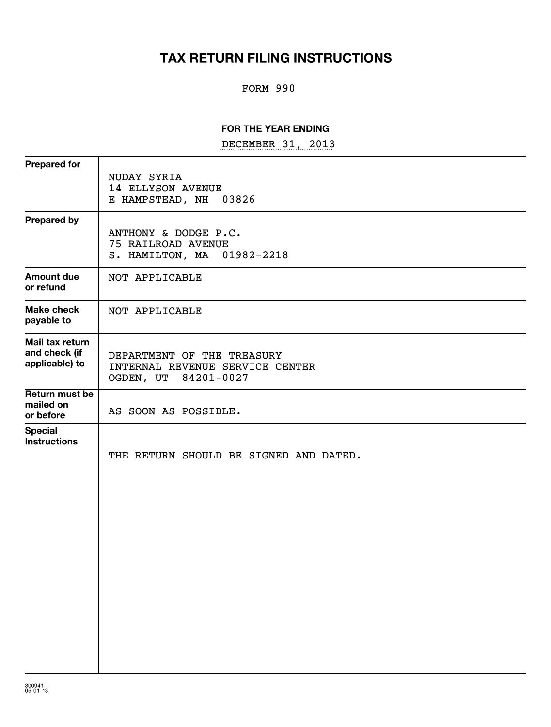# TAX RETURN FILING INSTRUCTIONS

FORM 990

**FOR THE YEAR ENDING**

DECEMBER 31, 2013

| | |
|---|---|
| **Prepared for** | NUDAY SYRIA<br>14 ELLYSON AVENUE<br>E HAMPSTEAD, NH 03826 |
| **Prepared by** | ANTHONY & DODGE P.C.<br>75 RAILROAD AVENUE<br>S. HAMILTON, MA 01982-2218 |
| **Amount due or refund** | NOT APPLICABLE |
| **Make check payable to** | NOT APPLICABLE |
| **Mail tax return and check (if applicable) to** | DEPARTMENT OF THE TREASURY<br>INTERNAL REVENUE SERVICE CENTER<br>OGDEN, UT 84201-0027 |
| **Return must be mailed on or before** | AS SOON AS POSSIBLE. |
| **Special Instructions** | THE RETURN SHOULD BE SIGNED AND DATED. |

300941
05-01-13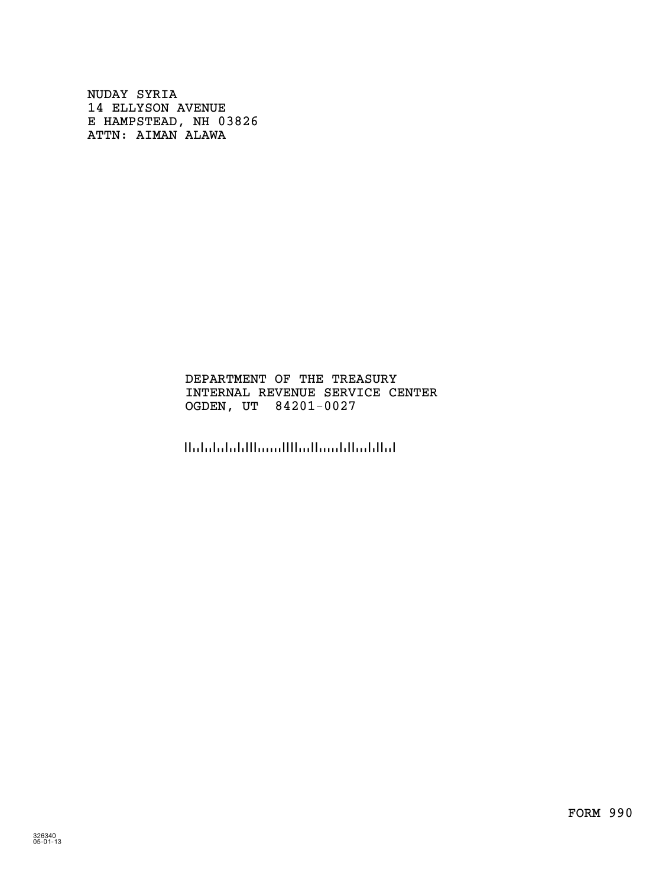NUDAY SYRIA
14 ELLYSON AVENUE
E HAMPSTEAD, NH 03826
ATTN: AIMAN ALAWA

DEPARTMENT OF THE TREASURY
INTERNAL REVENUE SERVICE CENTER
OGDEN, UT 84201-0027

FORM 990

326340
05-01-13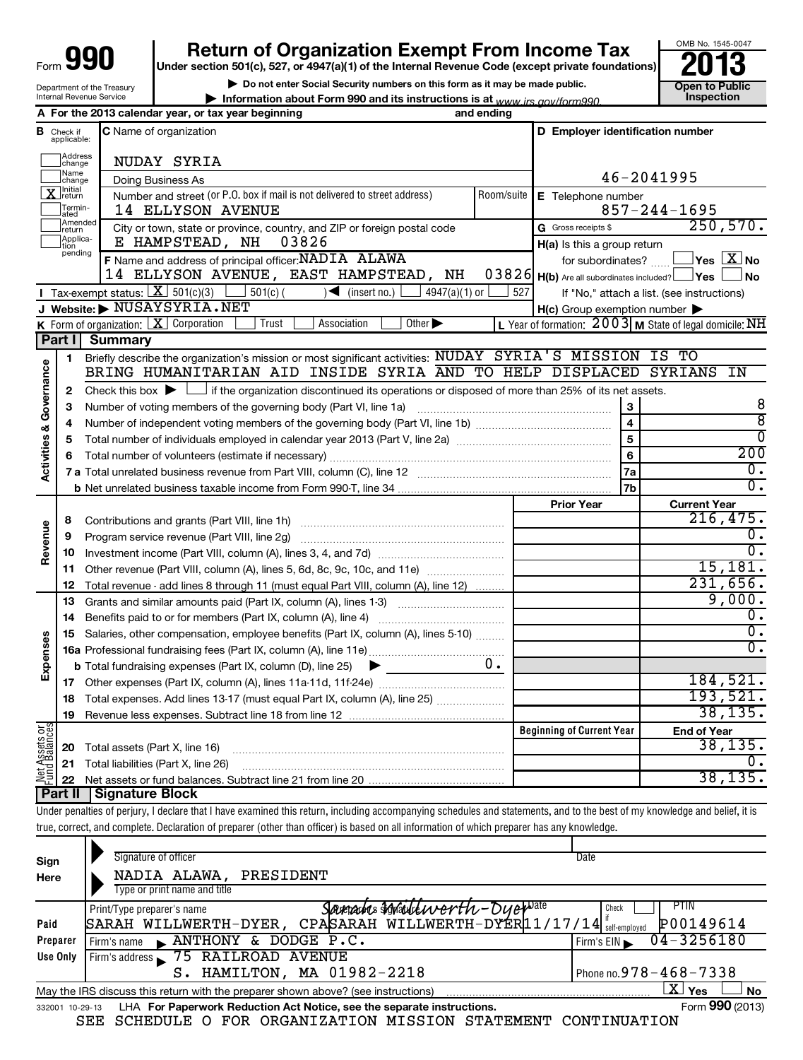# Form 990 — Return of Organization Exempt From Income Tax — 2013

Under section 501(c), 527, or 4947(a)(1) of the Internal Revenue Code (except private foundations)

▶ Do not enter Social Security numbers on this form as it may be made public.

▶ Information about Form 990 and its instructions is at www.irs.gov/form990.

Department of the Treasury
Internal Revenue Service

OMB No. 1545-0047

**Open to Public Inspection**

**A** For the 2013 calendar year, or tax year beginning and ending

**B** Check if applicable: Address change ☐ Name change ☐ Initial return ☒ Terminated ☐ Amended return ☐ Application pending ☐

**C** Name of organization: NUDAY SYRIA

Doing Business As

Number and street (or P.O. box if mail is not delivered to street address): 14 ELLYSON AVENUE — Room/suite

City or town, state or province, country, and ZIP or foreign postal code: E HAMPSTEAD, NH 03826

**D** Employer identification number: 46-2041995

**E** Telephone number: 857-244-1695

**G** Gross receipts $ 250,570.

**F** Name and address of principal officer: NADIA ALAWA, 14 ELLYSON AVENUE, EAST HAMPSTEAD, NH 03826

**H(a)** Is this a group return for subordinates? ☐ Yes ☒ No

**H(b)** Are all subordinates included? ☐ Yes ☐ No — If "No," attach a list. (see instructions)

**H(c)** Group exemption number ▶

**I** Tax-exempt status: ☒ 501(c)(3) ☐ 501(c) ( ) ◀ (insert no.) ☐ 4947(a)(1) or ☐ 527

**J** Website: ▶ NUSAYSYRIA.NET

**K** Form of organization: ☒ Corporation ☐ Trust ☐ Association ☐ Other ▶

**L** Year of formation: 2003 **M** State of legal domicile: NH

## Part I Summary

### Activities & Governance

1. Briefly describe the organization's mission or most significant activities: NUDAY SYRIA'S MISSION IS TO BRING HUMANITARIAN AID INSIDE SYRIA AND TO HELP DISPLACED SYRIANS IN
2. Check this box ▶ ☐ if the organization discontinued its operations or disposed of more than 25% of its net assets.

| Line | Description | | Value |
|---|---|---|---|
| 3 | Number of voting members of the governing body (Part VI, line 1a) | 3 | 8 |
| 4 | Number of independent voting members of the governing body (Part VI, line 1b) | 4 | 8 |
| 5 | Total number of individuals employed in calendar year 2013 (Part V, line 2a) | 5 | 0 |
| 6 | Total number of volunteers (estimate if necessary) | 6 | 200 |
| 7a | Total unrelated business revenue from Part VIII, column (C), line 12 | 7a | 0. |
| 7b | Net unrelated business taxable income from Form 990-T, line 34 | 7b | 0. |

### Revenue / Expenses

| Line | Description | Prior Year | Current Year |
|---|---|---|---|
| 8 | Contributions and grants (Part VIII, line 1h) | | 216,475. |
| 9 | Program service revenue (Part VIII, line 2g) | | 0. |
| 10 | Investment income (Part VIII, column (A), lines 3, 4, and 7d) | | 0. |
| 11 | Other revenue (Part VIII, column (A), lines 5, 6d, 8c, 9c, 10c, and 11e) | | 15,181. |
| 12 | Total revenue - add lines 8 through 11 (must equal Part VIII, column (A), line 12) | | 231,656. |
| 13 | Grants and similar amounts paid (Part IX, column (A), lines 1-3) | | 9,000. |
| 14 | Benefits paid to or for members (Part IX, column (A), line 4) | | 0. |
| 15 | Salaries, other compensation, employee benefits (Part IX, column (A), lines 5-10) | | 0. |
| 16a | Professional fundraising fees (Part IX, column (A), line 11e) | | 0. |
| b | Total fundraising expenses (Part IX, column (D), line 25) ▶ 0. | | |
| 17 | Other expenses (Part IX, column (A), lines 11a-11d, 11f-24e) | | 184,521. |
| 18 | Total expenses. Add lines 13-17 (must equal Part IX, column (A), line 25) | | 193,521. |
| 19 | Revenue less expenses. Subtract line 18 from line 12 | | 38,135. |

### Net Assets or Fund Balances

| Line | Description | Beginning of Current Year | End of Year |
|---|---|---|---|
| 20 | Total assets (Part X, line 16) | | 38,135. |
| 21 | Total liabilities (Part X, line 26) | | 0. |
| 22 | Net assets or fund balances. Subtract line 21 from line 20 | | 38,135. |

## Part II Signature Block

Under penalties of perjury, I declare that I have examined this return, including accompanying schedules and statements, and to the best of my knowledge and belief, it is true, correct, and complete. Declaration of preparer (other than officer) is based on all information of which preparer has any knowledge.

**Sign Here**

Signature of officer — Date

NADIA ALAWA, PRESIDENT
Type or print name and title

**Paid Preparer Use Only**

| Print/Type preparer's name | Preparer's signature | Date | Check if self-employed | PTIN |
|---|---|---|---|---|
| SARAH WILLWERTH-DYER, CPA | SARAH WILLWERTH-DYER | 11/17/14 | ☐ | P00149614 |

Firm's name ▶ ANTHONY & DODGE P.C. — Firm's EIN ▶ 04-3256180

Firm's address ▶ 75 RAILROAD AVENUE, S. HAMILTON, MA 01982-2218 — Phone no. 978-468-7338

May the IRS discuss this return with the preparer shown above? (see instructions) ☒ Yes ☐ No

332001 10-29-13 LHA For Paperwork Reduction Act Notice, see the separate instructions. Form 990 (2013)

SEE SCHEDULE O FOR ORGANIZATION MISSION STATEMENT CONTINUATION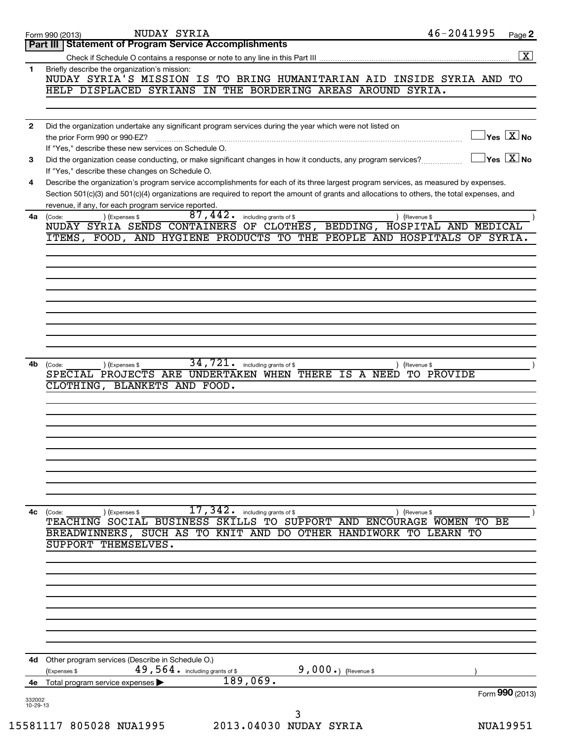Form 990 (2013) NUDAY SYRIA 46-2041995

## Part III Statement of Program Service Accomplishments

Check if Schedule O contains a response or note to any line in this Part III [X]

**1** Briefly describe the organization's mission:

NUDAY SYRIA'S MISSION IS TO BRING HUMANITARIAN AID INSIDE SYRIA AND TO HELP DISPLACED SYRIANS IN THE BORDERING AREAS AROUND SYRIA.

**2** Did the organization undertake any significant program services during the year which were not listed on the prior Form 990 or 990-EZ? [ ] Yes [X] No

If "Yes," describe these new services on Schedule O.

**3** Did the organization cease conducting, or make significant changes in how it conducts, any program services? [ ] Yes [X] No

If "Yes," describe these changes on Schedule O.

**4** Describe the organization's program service accomplishments for each of its three largest program services, as measured by expenses. Section 501(c)(3) and 501(c)(4) organizations are required to report the amount of grants and allocations to others, the total expenses, and revenue, if any, for each program service reported.

**4a** (Code: ) (Expenses $ 87,442. including grants of $ ) (Revenue $ )

NUDAY SYRIA SENDS CONTAINERS OF CLOTHES, BEDDING, HOSPITAL AND MEDICAL ITEMS, FOOD, AND HYGIENE PRODUCTS TO THE PEOPLE AND HOSPITALS OF SYRIA.

**4b** (Code: ) (Expenses $ 34,721. including grants of $ ) (Revenue $ )

SPECIAL PROJECTS ARE UNDERTAKEN WHEN THERE IS A NEED TO PROVIDE CLOTHING, BLANKETS AND FOOD.

**4c** (Code: ) (Expenses $ 17,342. including grants of $ ) (Revenue $ )

TEACHING SOCIAL BUSINESS SKILLS TO SUPPORT AND ENCOURAGE WOMEN TO BE BREADWINNERS, SUCH AS TO KNIT AND DO OTHER HANDIWORK TO LEARN TO SUPPORT THEMSELVES.

**4d** Other program services (Describe in Schedule O.)

(Expenses $ 49,564. including grants of $ 9,000.) (Revenue $ )

**4e** Total program service expenses ▶ 189,069.

Form **990** (2013)

332002 10-29-13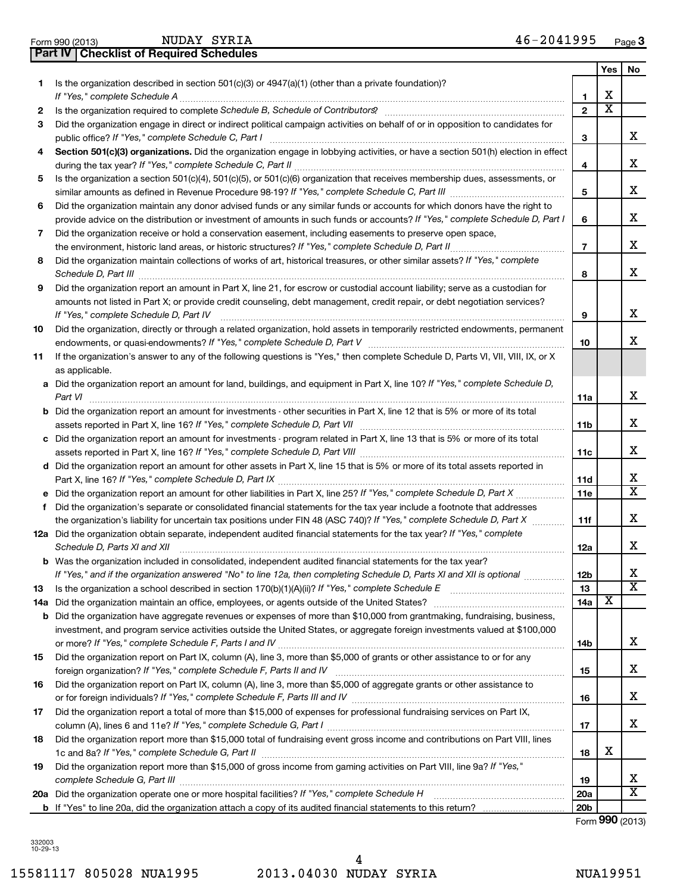Form 990 (2013) NUDAY SYRIA 46-2041995

## Part IV Checklist of Required Schedules

| | | | Yes | No |
|---|---|---|---|---|
| 1 | Is the organization described in section 501(c)(3) or 4947(a)(1) (other than a private foundation)? *If "Yes," complete Schedule A* | 1 | X | |
| 2 | Is the organization required to complete *Schedule B, Schedule of Contributors*? | 2 | X | |
| 3 | Did the organization engage in direct or indirect political campaign activities on behalf of or in opposition to candidates for public office? *If "Yes," complete Schedule C, Part I* | 3 | | X |
| 4 | **Section 501(c)(3) organizations.** Did the organization engage in lobbying activities, or have a section 501(h) election in effect during the tax year? *If "Yes," complete Schedule C, Part II* | 4 | | X |
| 5 | Is the organization a section 501(c)(4), 501(c)(5), or 501(c)(6) organization that receives membership dues, assessments, or similar amounts as defined in Revenue Procedure 98-19? *If "Yes," complete Schedule C, Part III* | 5 | | X |
| 6 | Did the organization maintain any donor advised funds or any similar funds or accounts for which donors have the right to provide advice on the distribution or investment of amounts in such funds or accounts? *If "Yes," complete Schedule D, Part I* | 6 | | X |
| 7 | Did the organization receive or hold a conservation easement, including easements to preserve open space, the environment, historic land areas, or historic structures? *If "Yes," complete Schedule D, Part II* | 7 | | X |
| 8 | Did the organization maintain collections of works of art, historical treasures, or other similar assets? *If "Yes," complete Schedule D, Part III* | 8 | | X |
| 9 | Did the organization report an amount in Part X, line 21, for escrow or custodial account liability; serve as a custodian for amounts not listed in Part X; or provide credit counseling, debt management, credit repair, or debt negotiation services? *If "Yes," complete Schedule D, Part IV* | 9 | | X |
| 10 | Did the organization, directly or through a related organization, hold assets in temporarily restricted endowments, permanent endowments, or quasi-endowments? *If "Yes," complete Schedule D, Part V* | 10 | | X |
| 11 | If the organization's answer to any of the following questions is "Yes," then complete Schedule D, Parts VI, VII, VIII, IX, or X as applicable. | | | |
| a | Did the organization report an amount for land, buildings, and equipment in Part X, line 10? *If "Yes," complete Schedule D, Part VI* | 11a | | X |
| b | Did the organization report an amount for investments - other securities in Part X, line 12 that is 5% or more of its total assets reported in Part X, line 16? *If "Yes," complete Schedule D, Part VII* | 11b | | X |
| c | Did the organization report an amount for investments - program related in Part X, line 13 that is 5% or more of its total assets reported in Part X, line 16? *If "Yes," complete Schedule D, Part VIII* | 11c | | X |
| d | Did the organization report an amount for other assets in Part X, line 15 that is 5% or more of its total assets reported in Part X, line 16? *If "Yes," complete Schedule D, Part IX* | 11d | | X |
| e | Did the organization report an amount for other liabilities in Part X, line 25? *If "Yes," complete Schedule D, Part X* | 11e | | X |
| f | Did the organization's separate or consolidated financial statements for the tax year include a footnote that addresses the organization's liability for uncertain tax positions under FIN 48 (ASC 740)? *If "Yes," complete Schedule D, Part X* | 11f | | X |
| 12a | Did the organization obtain separate, independent audited financial statements for the tax year? *If "Yes," complete Schedule D, Parts XI and XII* | 12a | | X |
| b | Was the organization included in consolidated, independent audited financial statements for the tax year? *If "Yes," and if the organization answered "No" to line 12a, then completing Schedule D, Parts XI and XII is optional* | 12b | | X |
| 13 | Is the organization a school described in section 170(b)(1)(A)(ii)? *If "Yes," complete Schedule E* | 13 | | X |
| 14a | Did the organization maintain an office, employees, or agents outside of the United States? | 14a | X | |
| b | Did the organization have aggregate revenues or expenses of more than $10,000 from grantmaking, fundraising, business, investment, and program service activities outside the United States, or aggregate foreign investments valued at $100,000 or more? *If "Yes," complete Schedule F, Parts I and IV* | 14b | | X |
| 15 | Did the organization report on Part IX, column (A), line 3, more than $5,000 of grants or other assistance to or for any foreign organization? *If "Yes," complete Schedule F, Parts II and IV* | 15 | | X |
| 16 | Did the organization report on Part IX, column (A), line 3, more than $5,000 of aggregate grants or other assistance to or for foreign individuals? *If "Yes," complete Schedule F, Parts III and IV* | 16 | | X |
| 17 | Did the organization report a total of more than $15,000 of expenses for professional fundraising services on Part IX, column (A), lines 6 and 11e? *If "Yes," complete Schedule G, Part I* | 17 | | X |
| 18 | Did the organization report more than $15,000 total of fundraising event gross income and contributions on Part VIII, lines 1c and 8a? *If "Yes," complete Schedule G, Part II* | 18 | X | |
| 19 | Did the organization report more than $15,000 of gross income from gaming activities on Part VIII, line 9a? *If "Yes," complete Schedule G, Part III* | 19 | | X |
| 20a | Did the organization operate one or more hospital facilities? *If "Yes," complete Schedule H* | 20a | | X |
| b | If "Yes" to line 20a, did the organization attach a copy of its audited financial statements to this return? | 20b | | |

Form **990** (2013)

332003 10-29-13

15581117 805028 NUA1995 2013.04030 NUDAY SYRIA NUA19951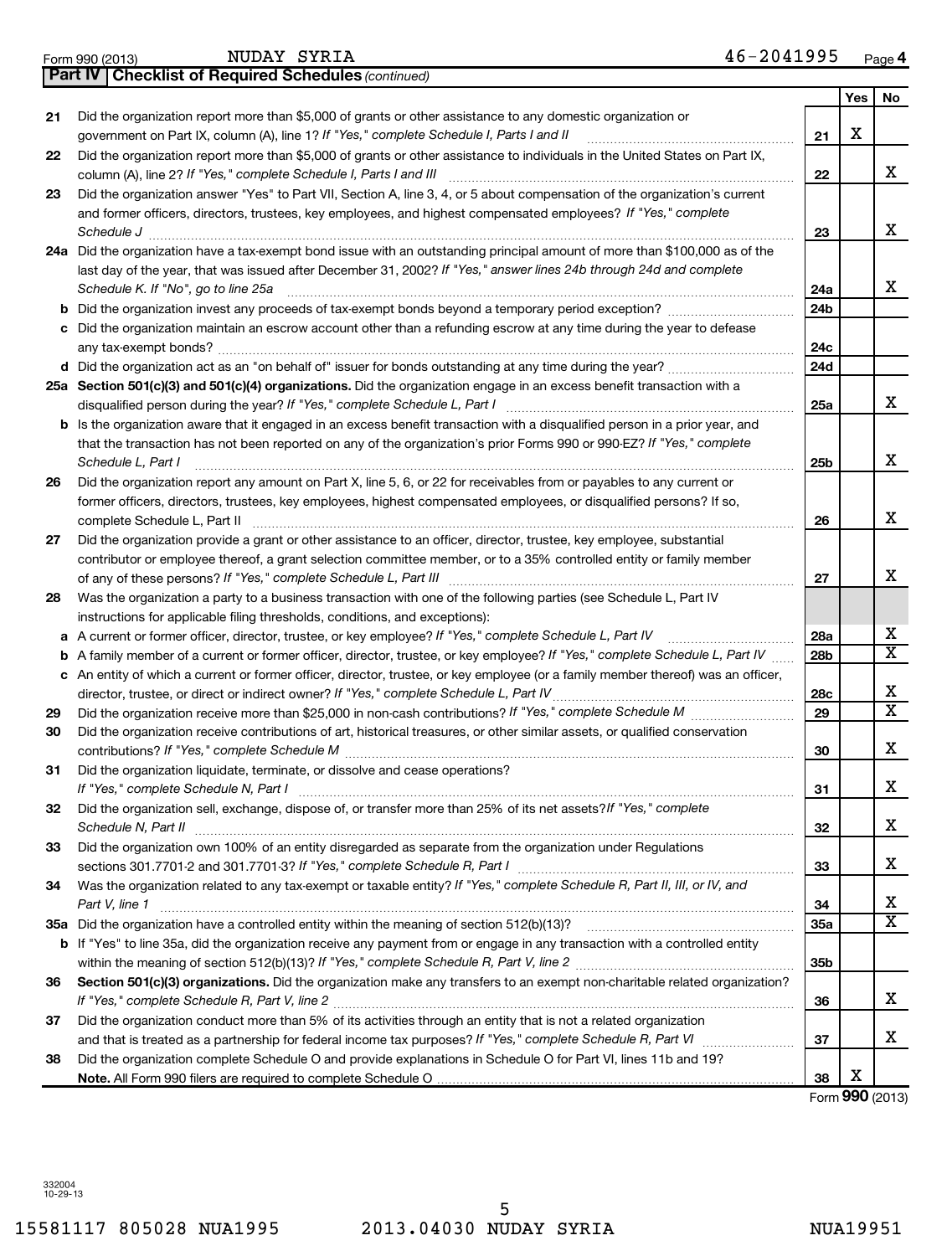Form 990 (2013) NUDAY SYRIA 46-2041995 Page 4

**Part IV | Checklist of Required Schedules** *(continued)*

| | | | Yes | No |
|---|---|---|---|---|
| 21 | Did the organization report more than $5,000 of grants or other assistance to any domestic organization or government on Part IX, column (A), line 1? *If "Yes," complete Schedule I, Parts I and II* | 21 | X | |
| 22 | Did the organization report more than $5,000 of grants or other assistance to individuals in the United States on Part IX, column (A), line 2? *If "Yes," complete Schedule I, Parts I and III* | 22 | | X |
| 23 | Did the organization answer "Yes" to Part VII, Section A, line 3, 4, or 5 about compensation of the organization's current and former officers, directors, trustees, key employees, and highest compensated employees? *If "Yes," complete Schedule J* | 23 | | X |
| 24a | Did the organization have a tax-exempt bond issue with an outstanding principal amount of more than $100,000 as of the last day of the year, that was issued after December 31, 2002? *If "Yes," answer lines 24b through 24d and complete Schedule K. If "No", go to line 25a* | 24a | | X |
| b | Did the organization invest any proceeds of tax-exempt bonds beyond a temporary period exception? | 24b | | |
| c | Did the organization maintain an escrow account other than a refunding escrow at any time during the year to defease any tax-exempt bonds? | 24c | | |
| d | Did the organization act as an "on behalf of" issuer for bonds outstanding at any time during the year? | 24d | | |
| 25a | **Section 501(c)(3) and 501(c)(4) organizations.** Did the organization engage in an excess benefit transaction with a disqualified person during the year? *If "Yes," complete Schedule L, Part I* | 25a | | X |
| b | Is the organization aware that it engaged in an excess benefit transaction with a disqualified person in a prior year, and that the transaction has not been reported on any of the organization's prior Forms 990 or 990-EZ? *If "Yes," complete Schedule L, Part I* | 25b | | X |
| 26 | Did the organization report any amount on Part X, line 5, 6, or 22 for receivables from or payables to any current or former officers, directors, trustees, key employees, highest compensated employees, or disqualified persons? If so, complete Schedule L, Part II | 26 | | X |
| 27 | Did the organization provide a grant or other assistance to an officer, director, trustee, key employee, substantial contributor or employee thereof, a grant selection committee member, or to a 35% controlled entity or family member of any of these persons? *If "Yes," complete Schedule L, Part III* | 27 | | X |
| 28 | Was the organization a party to a business transaction with one of the following parties (see Schedule L, Part IV instructions for applicable filing thresholds, conditions, and exceptions): | | | |
| a | A current or former officer, director, trustee, or key employee? *If "Yes," complete Schedule L, Part IV* | 28a | | X |
| b | A family member of a current or former officer, director, trustee, or key employee? *If "Yes," complete Schedule L, Part IV* | 28b | | X |
| c | An entity of which a current or former officer, director, trustee, or key employee (or a family member thereof) was an officer, director, trustee, or direct or indirect owner? *If "Yes," complete Schedule L, Part IV* | 28c | | X |
| 29 | Did the organization receive more than $25,000 in non-cash contributions? *If "Yes," complete Schedule M* | 29 | | X |
| 30 | Did the organization receive contributions of art, historical treasures, or other similar assets, or qualified conservation contributions? *If "Yes," complete Schedule M* | 30 | | X |
| 31 | Did the organization liquidate, terminate, or dissolve and cease operations? *If "Yes," complete Schedule N, Part I* | 31 | | X |
| 32 | Did the organization sell, exchange, dispose of, or transfer more than 25% of its net assets? *If "Yes," complete Schedule N, Part II* | 32 | | X |
| 33 | Did the organization own 100% of an entity disregarded as separate from the organization under Regulations sections 301.7701-2 and 301.7701-3? *If "Yes," complete Schedule R, Part I* | 33 | | X |
| 34 | Was the organization related to any tax-exempt or taxable entity? *If "Yes," complete Schedule R, Part II, III, or IV, and Part V, line 1* | 34 | | X |
| 35a | Did the organization have a controlled entity within the meaning of section 512(b)(13)? | 35a | | X |
| b | If "Yes" to line 35a, did the organization receive any payment from or engage in any transaction with a controlled entity within the meaning of section 512(b)(13)? *If "Yes," complete Schedule R, Part V, line 2* | 35b | | |
| 36 | **Section 501(c)(3) organizations.** Did the organization make any transfers to an exempt non-charitable related organization? *If "Yes," complete Schedule R, Part V, line 2* | 36 | | X |
| 37 | Did the organization conduct more than 5% of its activities through an entity that is not a related organization and that is treated as a partnership for federal income tax purposes? *If "Yes," complete Schedule R, Part VI* | 37 | | X |
| 38 | Did the organization complete Schedule O and provide explanations in Schedule O for Part VI, lines 11b and 19? **Note.** All Form 990 filers are required to complete Schedule O | 38 | X | |

Form **990** (2013)

332004 10-29-13

15581117 805028 NUA1995 2013.04030 NUDAY SYRIA NUA19951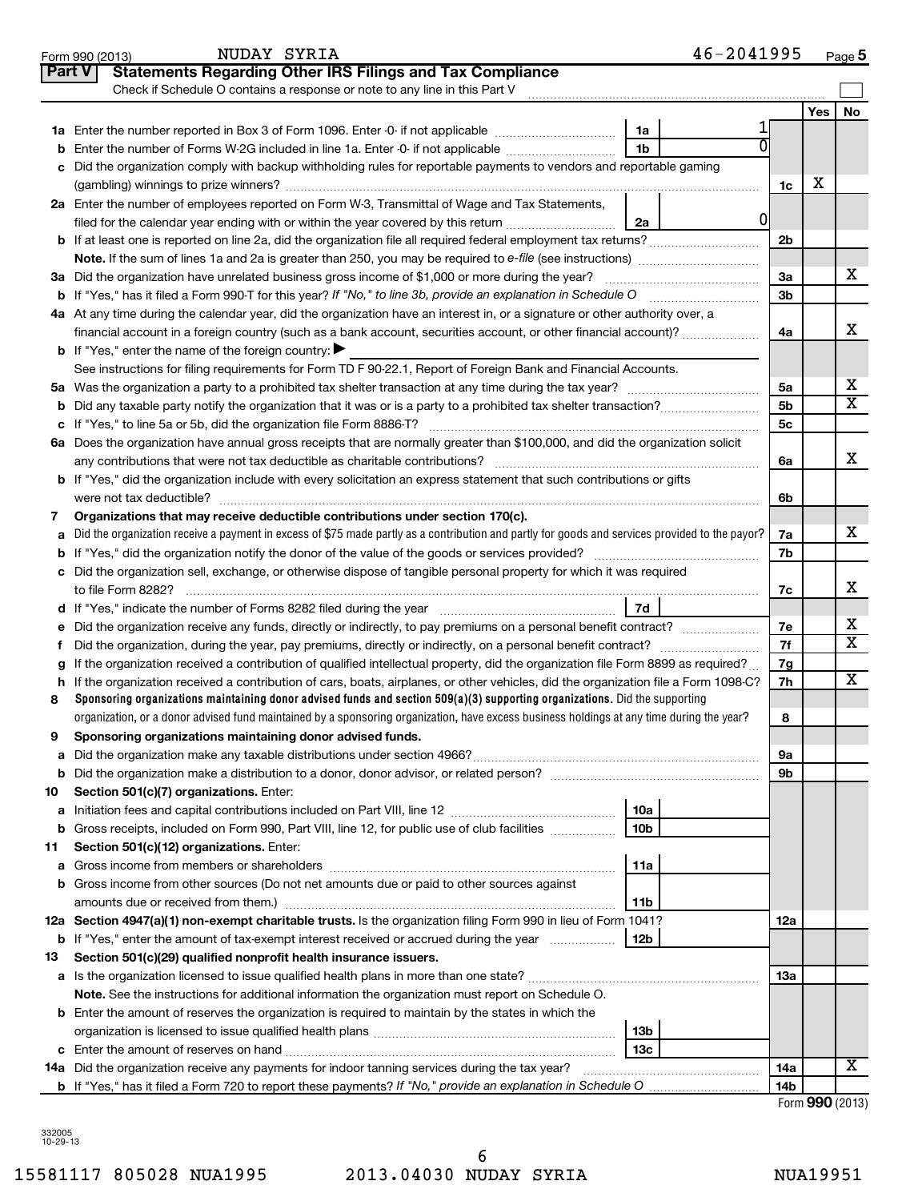Form 990 (2013) NUDAY SYRIA 46-2041995 Page 5

## Part V Statements Regarding Other IRS Filings and Tax Compliance

Check if Schedule O contains a response or note to any line in this Part V ☐

| | | | | | Yes | No |
|---|---|---|---|---|---|---|
| **1a** | Enter the number reported in Box 3 of Form 1096. Enter -0- if not applicable | 1a | 1 | | | |
| **b** | Enter the number of Forms W-2G included in line 1a. Enter -0- if not applicable | 1b | 0 | | | |
| **c** | Did the organization comply with backup withholding rules for reportable payments to vendors and reportable gaming (gambling) winnings to prize winners? | | | 1c | X | |
| **2a** | Enter the number of employees reported on Form W-3, Transmittal of Wage and Tax Statements, filed for the calendar year ending with or within the year covered by this return | 2a | 0 | | | |
| **b** | If at least one is reported on line 2a, did the organization file all required federal employment tax returns? | | | 2b | | |
| | **Note.** If the sum of lines 1a and 2a is greater than 250, you may be required to *e-file* (see instructions) | | | | | |
| **3a** | Did the organization have unrelated business gross income of $1,000 or more during the year? | | | 3a | | X |
| **b** | If "Yes," has it filed a Form 990-T for this year? *If "No," to line 3b, provide an explanation in Schedule O* | | | 3b | | |
| **4a** | At any time during the calendar year, did the organization have an interest in, or a signature or other authority over, a financial account in a foreign country (such as a bank account, securities account, or other financial account)? | | | 4a | | X |
| **b** | If "Yes," enter the name of the foreign country: ▶ | | | | | |
| | See instructions for filing requirements for Form TD F 90-22.1, Report of Foreign Bank and Financial Accounts. | | | | | |
| **5a** | Was the organization a party to a prohibited tax shelter transaction at any time during the tax year? | | | 5a | | X |
| **b** | Did any taxable party notify the organization that it was or is a party to a prohibited tax shelter transaction? | | | 5b | | X |
| **c** | If "Yes," to line 5a or 5b, did the organization file Form 8886-T? | | | 5c | | |
| **6a** | Does the organization have annual gross receipts that are normally greater than $100,000, and did the organization solicit any contributions that were not tax deductible as charitable contributions? | | | 6a | | X |
| **b** | If "Yes," did the organization include with every solicitation an express statement that such contributions or gifts were not tax deductible? | | | 6b | | |
| **7** | **Organizations that may receive deductible contributions under section 170(c).** | | | | | |
| **a** | Did the organization receive a payment in excess of $75 made partly as a contribution and partly for goods and services provided to the payor? | | | 7a | | X |
| **b** | If "Yes," did the organization notify the donor of the value of the goods or services provided? | | | 7b | | |
| **c** | Did the organization sell, exchange, or otherwise dispose of tangible personal property for which it was required to file Form 8282? | | | 7c | | X |
| **d** | If "Yes," indicate the number of Forms 8282 filed during the year | 7d | | | | |
| **e** | Did the organization receive any funds, directly or indirectly, to pay premiums on a personal benefit contract? | | | 7e | | X |
| **f** | Did the organization, during the year, pay premiums, directly or indirectly, on a personal benefit contract? | | | 7f | | X |
| **g** | If the organization received a contribution of qualified intellectual property, did the organization file Form 8899 as required? | | | 7g | | |
| **h** | If the organization received a contribution of cars, boats, airplanes, or other vehicles, did the organization file a Form 1098-C? | | | 7h | | X |
| **8** | **Sponsoring organizations maintaining donor advised funds and section 509(a)(3) supporting organizations.** Did the supporting organization, or a donor advised fund maintained by a sponsoring organization, have excess business holdings at any time during the year? | | | 8 | | |
| **9** | **Sponsoring organizations maintaining donor advised funds.** | | | | | |
| **a** | Did the organization make any taxable distributions under section 4966? | | | 9a | | |
| **b** | Did the organization make a distribution to a donor, donor advisor, or related person? | | | 9b | | |
| **10** | **Section 501(c)(7) organizations.** Enter: | | | | | |
| **a** | Initiation fees and capital contributions included on Part VIII, line 12 | 10a | | | | |
| **b** | Gross receipts, included on Form 990, Part VIII, line 12, for public use of club facilities | 10b | | | | |
| **11** | **Section 501(c)(12) organizations.** Enter: | | | | | |
| **a** | Gross income from members or shareholders | 11a | | | | |
| **b** | Gross income from other sources (Do not net amounts due or paid to other sources against amounts due or received from them.) | 11b | | | | |
| **12a** | **Section 4947(a)(1) non-exempt charitable trusts.** Is the organization filing Form 990 in lieu of Form 1041? | | | 12a | | |
| **b** | If "Yes," enter the amount of tax-exempt interest received or accrued during the year | 12b | | | | |
| **13** | **Section 501(c)(29) qualified nonprofit health insurance issuers.** | | | | | |
| **a** | Is the organization licensed to issue qualified health plans in more than one state? | | | 13a | | |
| | **Note.** See the instructions for additional information the organization must report on Schedule O. | | | | | |
| **b** | Enter the amount of reserves the organization is required to maintain by the states in which the organization is licensed to issue qualified health plans | 13b | | | | |
| **c** | Enter the amount of reserves on hand | 13c | | | | |
| **14a** | Did the organization receive any payments for indoor tanning services during the tax year? | | | 14a | | X |
| **b** | If "Yes," has it filed a Form 720 to report these payments? *If "No," provide an explanation in Schedule O* | | | 14b | | |

Form **990** (2013)

332005 10-29-13

15581117 805028 NUA1995 2013.04030 NUDAY SYRIA NUA19951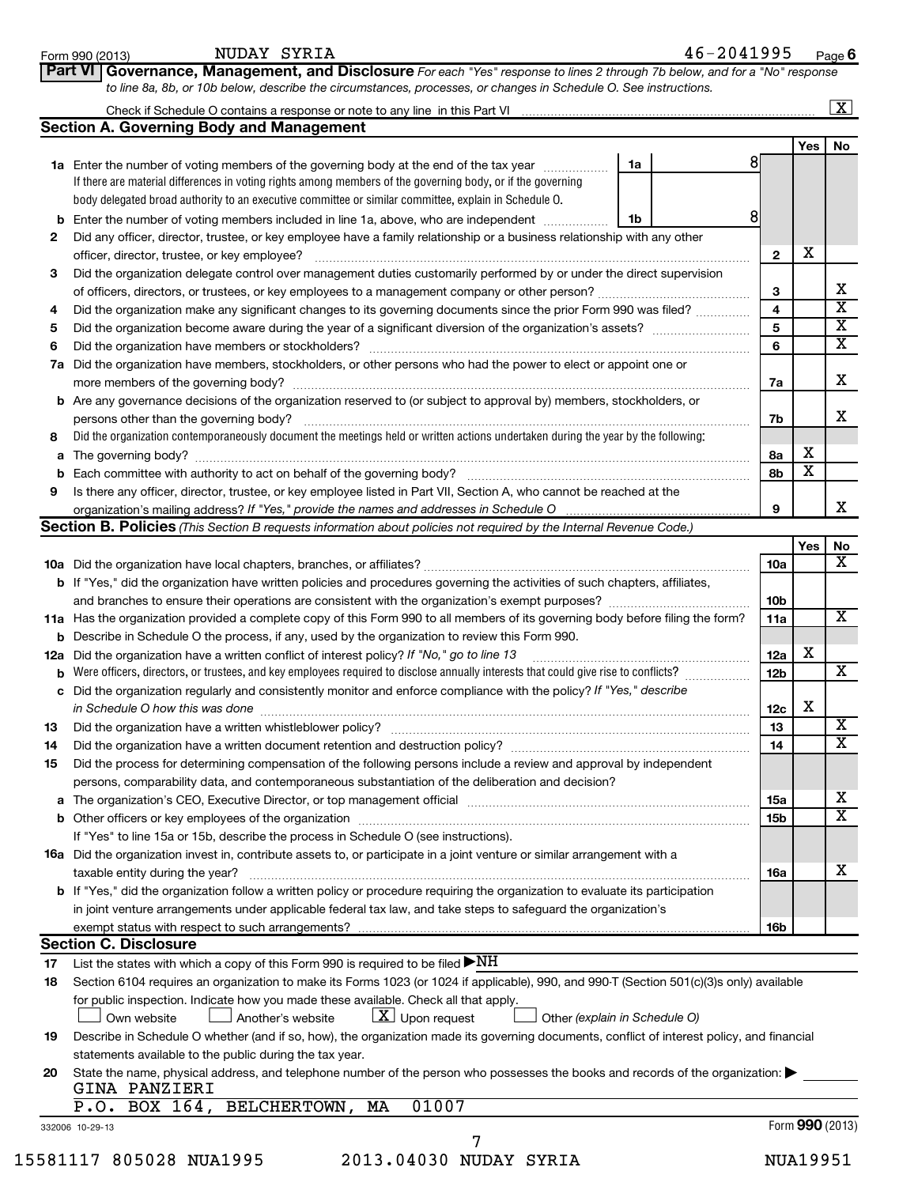Form 990 (2013) NUDAY SYRIA 46-2041995 Page 6

**Part VI Governance, Management, and Disclosure** *For each "Yes" response to lines 2 through 7b below, and for a "No" response to line 8a, 8b, or 10b below, describe the circumstances, processes, or changes in Schedule O. See instructions.*

Check if Schedule O contains a response or note to any line in this Part VI ..... [X]

## Section A. Governing Body and Management

| | | | | Yes | No |
|---|---|---|---|---|---|
| **1a** | Enter the number of voting members of the governing body at the end of the tax year ..... **1a** 8<br>If there are material differences in voting rights among members of the governing body, or if the governing body delegated broad authority to an executive committee or similar committee, explain in Schedule O. | | | | |
| **b** | Enter the number of voting members included in line 1a, above, who are independent ..... **1b** 8 | | | | |
| **2** | Did any officer, director, trustee, or key employee have a family relationship or a business relationship with any other officer, director, trustee, or key employee? | | 2 | X | |
| **3** | Did the organization delegate control over management duties customarily performed by or under the direct supervision of officers, directors, or trustees, or key employees to a management company or other person? | | 3 | | X |
| **4** | Did the organization make any significant changes to its governing documents since the prior Form 990 was filed? | | 4 | | X |
| **5** | Did the organization become aware during the year of a significant diversion of the organization's assets? | | 5 | | X |
| **6** | Did the organization have members or stockholders? | | 6 | | X |
| **7a** | Did the organization have members, stockholders, or other persons who had the power to elect or appoint one or more members of the governing body? | | 7a | | X |
| **b** | Are any governance decisions of the organization reserved to (or subject to approval by) members, stockholders, or persons other than the governing body? | | 7b | | X |
| **8** | Did the organization contemporaneously document the meetings held or written actions undertaken during the year by the following: | | | | |
| **a** | The governing body? | | 8a | X | |
| **b** | Each committee with authority to act on behalf of the governing body? | | 8b | X | |
| **9** | Is there any officer, director, trustee, or key employee listed in Part VII, Section A, who cannot be reached at the organization's mailing address? *If "Yes," provide the names and addresses in Schedule O* | | 9 | | X |

## Section B. Policies *(This Section B requests information about policies not required by the Internal Revenue Code.)*

| | | | Yes | No |
|---|---|---|---|---|
| **10a** | Did the organization have local chapters, branches, or affiliates? | 10a | | X |
| **b** | If "Yes," did the organization have written policies and procedures governing the activities of such chapters, affiliates, and branches to ensure their operations are consistent with the organization's exempt purposes? | 10b | | |
| **11a** | Has the organization provided a complete copy of this Form 990 to all members of its governing body before filing the form? | 11a | | X |
| **b** | Describe in Schedule O the process, if any, used by the organization to review this Form 990. | | | |
| **12a** | Did the organization have a written conflict of interest policy? *If "No," go to line 13* | 12a | X | |
| **b** | Were officers, directors, or trustees, and key employees required to disclose annually interests that could give rise to conflicts? | 12b | | X |
| **c** | Did the organization regularly and consistently monitor and enforce compliance with the policy? *If "Yes," describe in Schedule O how this was done* | 12c | X | |
| **13** | Did the organization have a written whistleblower policy? | 13 | | X |
| **14** | Did the organization have a written document retention and destruction policy? | 14 | | X |
| **15** | Did the process for determining compensation of the following persons include a review and approval by independent persons, comparability data, and contemporaneous substantiation of the deliberation and decision? | | | |
| **a** | The organization's CEO, Executive Director, or top management official | 15a | | X |
| **b** | Other officers or key employees of the organization | 15b | | X |
| | If "Yes" to line 15a or 15b, describe the process in Schedule O (see instructions). | | | |
| **16a** | Did the organization invest in, contribute assets to, or participate in a joint venture or similar arrangement with a taxable entity during the year? | 16a | | X |
| **b** | If "Yes," did the organization follow a written policy or procedure requiring the organization to evaluate its participation in joint venture arrangements under applicable federal tax law, and take steps to safeguard the organization's exempt status with respect to such arrangements? | 16b | | |

## Section C. Disclosure

**17** List the states with which a copy of this Form 990 is required to be filed ▶NH

**18** Section 6104 requires an organization to make its Forms 1023 (or 1024 if applicable), 990, and 990-T (Section 501(c)(3)s only) available for public inspection. Indicate how you made these available. Check all that apply.

[ ] Own website [ ] Another's website [X] Upon request [ ] Other *(explain in Schedule O)*

**19** Describe in Schedule O whether (and if so, how), the organization made its governing documents, conflict of interest policy, and financial statements available to the public during the tax year.

**20** State the name, physical address, and telephone number of the person who possesses the books and records of the organization: ▶

GINA PANZIERI
P.O. BOX 164, BELCHERTOWN, MA 01007

332006 10-29-13 Form **990** (2013)

15581117 805028 NUA1995 2013.04030 NUDAY SYRIA NUA19951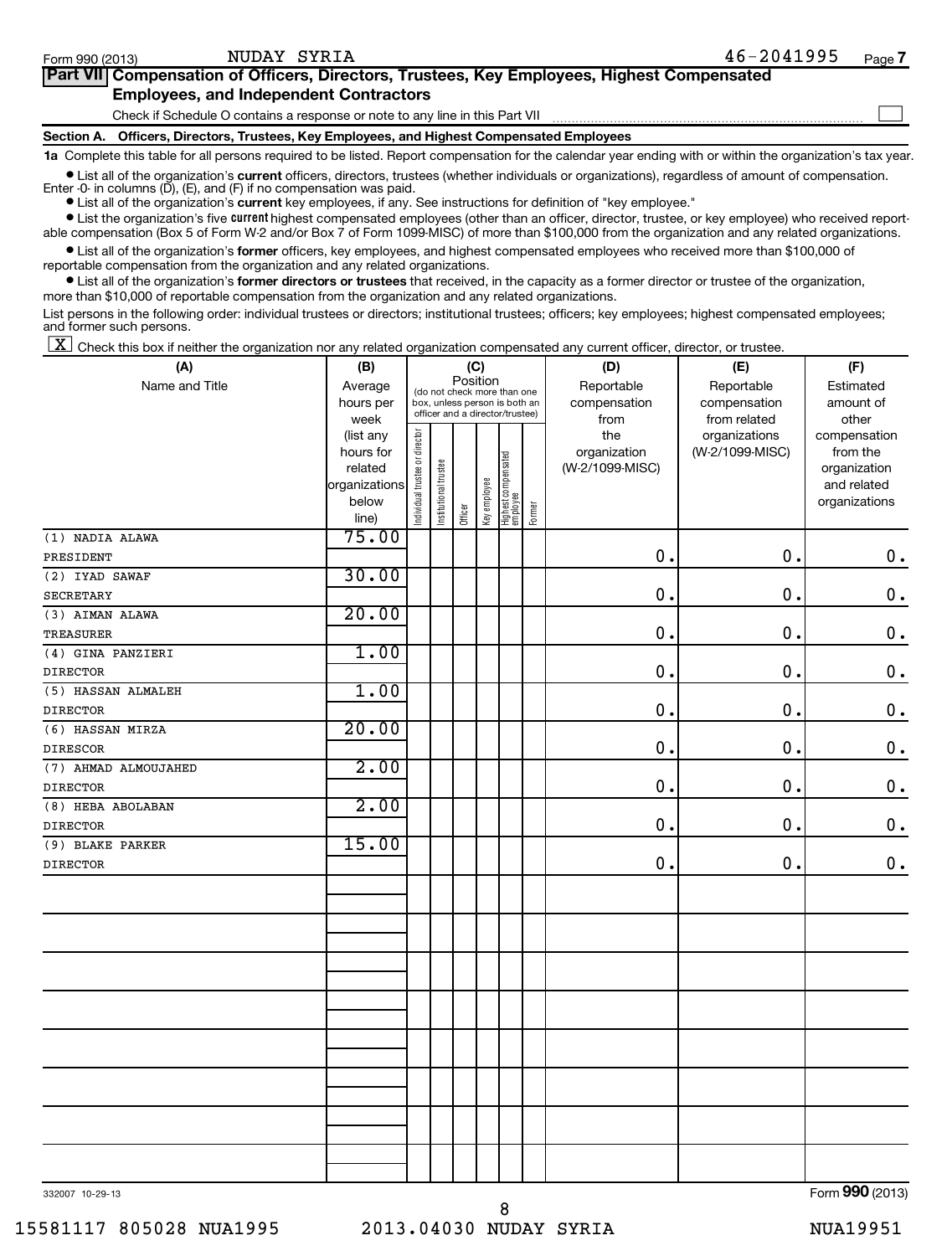Form 990 (2013) NUDAY SYRIA 46-2041995 Page 7

## Part VII Compensation of Officers, Directors, Trustees, Key Employees, Highest Compensated Employees, and Independent Contractors

Check if Schedule O contains a response or note to any line in this Part VII ☐

### Section A. Officers, Directors, Trustees, Key Employees, and Highest Compensated Employees

**1a** Complete this table for all persons required to be listed. Report compensation for the calendar year ending with or within the organization's tax year.

- List all of the organization's **current** officers, directors, trustees (whether individuals or organizations), regardless of amount of compensation. Enter -0- in columns (D), (E), and (F) if no compensation was paid.
- List all of the organization's **current** key employees, if any. See instructions for definition of "key employee."
- List the organization's five **current** highest compensated employees (other than an officer, director, trustee, or key employee) who received reportable compensation (Box 5 of Form W-2 and/or Box 7 of Form 1099-MISC) of more than $100,000 from the organization and any related organizations.
- List all of the organization's **former** officers, key employees, and highest compensated employees who received more than $100,000 of reportable compensation from the organization and any related organizations.
- List all of the organization's **former directors or trustees** that received, in the capacity as a former director or trustee of the organization, more than $10,000 of reportable compensation from the organization and any related organizations.

List persons in the following order: individual trustees or directors; institutional trustees; officers; key employees; highest compensated employees; and former such persons.

☒ Check this box if neither the organization nor any related organization compensated any current officer, director, or trustee.

| (A) Name and Title | (B) Average hours per week (list any hours for related organizations below line) | (C) Position (do not check more than one box, unless person is both an officer and a director/trustee): Individual trustee or director | Institutional trustee | Officer | Key employee | Highest compensated employee | Former | (D) Reportable compensation from the organization (W-2/1099-MISC) | (E) Reportable compensation from related organizations (W-2/1099-MISC) | (F) Estimated amount of other compensation from the organization and related organizations |
|---|---|---|---|---|---|---|---|---|---|---|
| (1) NADIA ALAWA<br>PRESIDENT | 75.00 | | | | | | | 0. | 0. | 0. |
| (2) IYAD SAWAF<br>SECRETARY | 30.00 | | | | | | | 0. | 0. | 0. |
| (3) AIMAN ALAWA<br>TREASURER | 20.00 | | | | | | | 0. | 0. | 0. |
| (4) GINA PANZIERI<br>DIRECTOR | 1.00 | | | | | | | 0. | 0. | 0. |
| (5) HASSAN ALMALEH<br>DIRECTOR | 1.00 | | | | | | | 0. | 0. | 0. |
| (6) HASSAN MIRZA<br>DIRESCOR | 20.00 | | | | | | | 0. | 0. | 0. |
| (7) AHMAD ALMOUJAHED<br>DIRECTOR | 2.00 | | | | | | | 0. | 0. | 0. |
| (8) HEBA ABOLABAN<br>DIRECTOR | 2.00 | | | | | | | 0. | 0. | 0. |
| (9) BLAKE PARKER<br>DIRECTOR | 15.00 | | | | | | | 0. | 0. | 0. |

332007 10-29-13 Form **990** (2013)

15581117 805028 NUA1995 2013.04030 NUDAY SYRIA NUA19951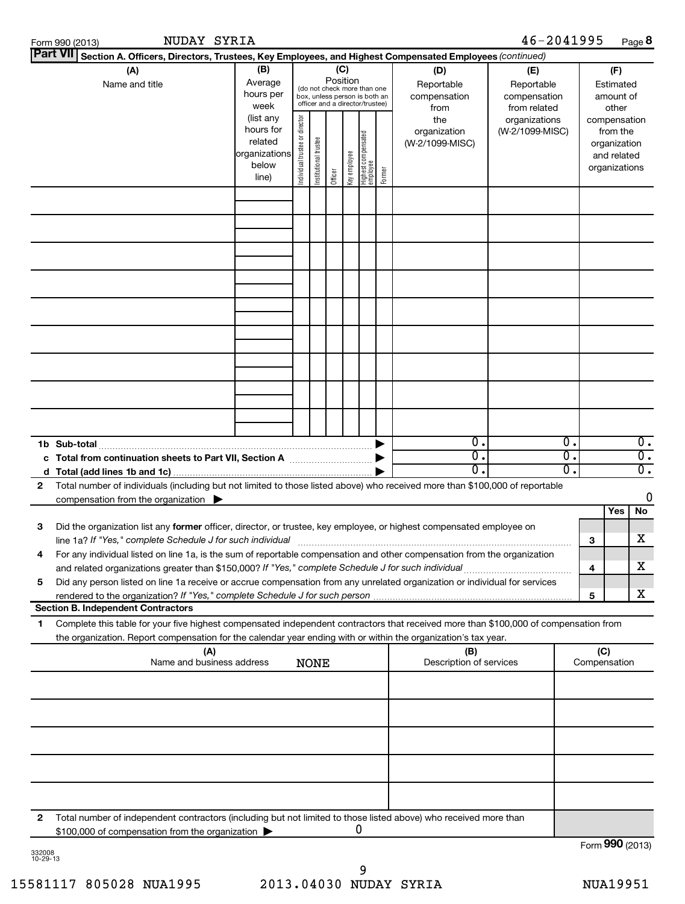Form 990 (2013) NUDAY SYRIA 46-2041995 Page 8

**Part VII** Section A. Officers, Directors, Trustees, Key Employees, and Highest Compensated Employees *(continued)*

| (A) Name and title | (B) Average hours per week (list any hours for related organizations below line) | (C) Position (do not check more than one box, unless person is both an officer and a director/trustee): Individual trustee or director | Institutional trustee | Officer | Key employee | Highest compensated employee | Former | (D) Reportable compensation from the organization (W-2/1099-MISC) | (E) Reportable compensation from related organizations (W-2/1099-MISC) | (F) Estimated amount of other compensation from the organization and related organizations |
|---|---|---|---|---|---|---|---|---|---|---|
| | | | | | | | | | | |
| | | | | | | | | | | |
| | | | | | | | | | | |
| | | | | | | | | | | |
| | | | | | | | | | | |
| | | | | | | | | | | |
| | | | | | | | | | | |
| | | | | | | | | | | |
| | | | | | | | | | | |
| **1b Sub-total** | | | | | | | ▶ | 0. | 0. | 0. |
| **c Total from continuation sheets to Part VII, Section A** | | | | | | | ▶ | 0. | 0. | 0. |
| **d Total (add lines 1b and 1c)** | | | | | | | ▶ | 0. | 0. | 0. |

**2** Total number of individuals (including but not limited to those listed above) who received more than $100,000 of reportable compensation from the organization ▶ 0

| | | | Yes | No |
|---|---|---|---|---|
| **3** | Did the organization list any **former** officer, director, or trustee, key employee, or highest compensated employee on line 1a? *If "Yes," complete Schedule J for such individual* | 3 | | X |
| **4** | For any individual listed on line 1a, is the sum of reportable compensation and other compensation from the organization and related organizations greater than $150,000? *If "Yes," complete Schedule J for such individual* | 4 | | X |
| **5** | Did any person listed on line 1a receive or accrue compensation from any unrelated organization or individual for services rendered to the organization? *If "Yes," complete Schedule J for such person* | 5 | | X |

**Section B. Independent Contractors**

**1** Complete this table for your five highest compensated independent contractors that received more than $100,000 of compensation from the organization. Report compensation for the calendar year ending with or within the organization's tax year.

| (A) Name and business address NONE | (B) Description of services | (C) Compensation |
|---|---|---|
| | | |
| | | |
| | | |
| | | |
| | | |

**2** Total number of independent contractors (including but not limited to those listed above) who received more than $100,000 of compensation from the organization ▶ 0

Form **990** (2013)

332008 10-29-13

15581117 805028 NUA1995 2013.04030 NUDAY SYRIA NUA19951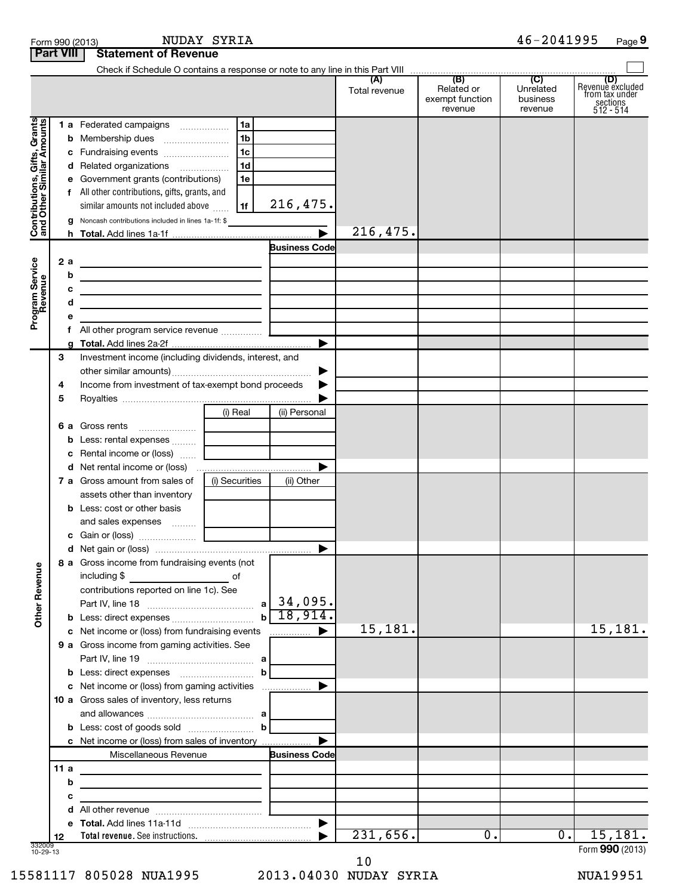Form 990 (2013) NUDAY SYRIA 46-2041995

## Part VIII Statement of Revenue

Check if Schedule O contains a response or note to any line in this Part VIII ☐

| | | | (A) Total revenue | (B) Related or exempt function revenue | (C) Unrelated business revenue | (D) Revenue excluded from tax under sections 512 - 514 |
|---|---|---|---|---|---|---|
| **Contributions, Gifts, Grants and Other Similar Amounts** | | | | | | |
| 1 a | Federated campaigns | 1a | | | | |
| b | Membership dues | 1b | | | | |
| c | Fundraising events | 1c | | | | |
| d | Related organizations | 1d | | | | |
| e | Government grants (contributions) | 1e | | | | |
| f | All other contributions, gifts, grants, and similar amounts not included above | 1f 216,475. | | | | |
| g | Noncash contributions included in lines 1a-1f: $ | | | | | |
| h | **Total.** Add lines 1a-1f | | 216,475. | | | |
| **Program Service Revenue** | | Business Code | | | | |
| 2 a | | | | | | |
| b | | | | | | |
| c | | | | | | |
| d | | | | | | |
| e | | | | | | |
| f | All other program service revenue | | | | | |
| g | **Total.** Add lines 2a-2f | | | | | |
| **Other Revenue** | | | | | | |
| 3 | Investment income (including dividends, interest, and other similar amounts) | | | | | |
| 4 | Income from investment of tax-exempt bond proceeds | | | | | |
| 5 | Royalties | | | | | |
| | | (i) Real / (ii) Personal | | | | |
| 6 a | Gross rents | | | | | |
| b | Less: rental expenses | | | | | |
| c | Rental income or (loss) | | | | | |
| d | Net rental income or (loss) | | | | | |
| | | (i) Securities / (ii) Other | | | | |
| 7 a | Gross amount from sales of assets other than inventory | | | | | |
| b | Less: cost or other basis and sales expenses | | | | | |
| c | Gain or (loss) | | | | | |
| d | Net gain or (loss) | | | | | |
| 8 a | Gross income from fundraising events (not including $ of contributions reported on line 1c). See Part IV, line 18 | a 34,095. | | | | |
| b | Less: direct expenses | b 18,914. | | | | |
| c | Net income or (loss) from fundraising events | | 15,181. | | | 15,181. |
| 9 a | Gross income from gaming activities. See Part IV, line 19 | a | | | | |
| b | Less: direct expenses | b | | | | |
| c | Net income or (loss) from gaming activities | | | | | |
| 10 a | Gross sales of inventory, less returns and allowances | a | | | | |
| b | Less: cost of goods sold | b | | | | |
| c | Net income or (loss) from sales of inventory | | | | | |
| | Miscellaneous Revenue | Business Code | | | | |
| 11 a | | | | | | |
| b | | | | | | |
| c | | | | | | |
| d | All other revenue | | | | | |
| e | **Total.** Add lines 11a-11d | | | | | |
| 12 | **Total revenue.** See instructions. | | 231,656. | 0. | 0. | 15,181. |

332009 10-29-13

Form **990** (2013)

15581117 805028 NUA1995 2013.04030 NUDAY SYRIA NUA19951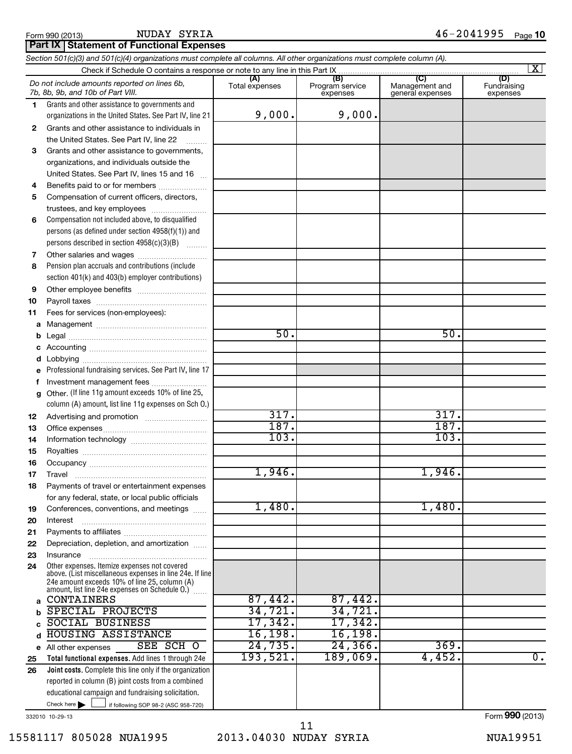Form 990 (2013) NUDAY SYRIA 46-2041995

## Part IX Statement of Functional Expenses

*Section 501(c)(3) and 501(c)(4) organizations must complete all columns. All other organizations must complete column (A).*

Check if Schedule O contains a response or note to any line in this Part IX [X]

| | *Do not include amounts reported on lines 6b, 7b, 8b, 9b, and 10b of Part VIII.* | (A) Total expenses | (B) Program service expenses | (C) Management and general expenses | (D) Fundraising expenses |
|---|---|---|---|---|---|
| 1 | Grants and other assistance to governments and organizations in the United States. See Part IV, line 21 | 9,000. | 9,000. | | |
| 2 | Grants and other assistance to individuals in the United States. See Part IV, line 22 | | | | |
| 3 | Grants and other assistance to governments, organizations, and individuals outside the United States. See Part IV, lines 15 and 16 | | | | |
| 4 | Benefits paid to or for members | | | | |
| 5 | Compensation of current officers, directors, trustees, and key employees | | | | |
| 6 | Compensation not included above, to disqualified persons (as defined under section 4958(f)(1)) and persons described in section 4958(c)(3)(B) | | | | |
| 7 | Other salaries and wages | | | | |
| 8 | Pension plan accruals and contributions (include section 401(k) and 403(b) employer contributions) | | | | |
| 9 | Other employee benefits | | | | |
| 10 | Payroll taxes | | | | |
| 11 | Fees for services (non-employees): | | | | |
| a | Management | | | | |
| b | Legal | 50. | | 50. | |
| c | Accounting | | | | |
| d | Lobbying | | | | |
| e | Professional fundraising services. See Part IV, line 17 | | | | |
| f | Investment management fees | | | | |
| g | Other. (If line 11g amount exceeds 10% of line 25, column (A) amount, list line 11g expenses on Sch O.) | | | | |
| 12 | Advertising and promotion | 317. | | 317. | |
| 13 | Office expenses | 187. | | 187. | |
| 14 | Information technology | 103. | | 103. | |
| 15 | Royalties | | | | |
| 16 | Occupancy | | | | |
| 17 | Travel | 1,946. | | 1,946. | |
| 18 | Payments of travel or entertainment expenses for any federal, state, or local public officials | | | | |
| 19 | Conferences, conventions, and meetings | 1,480. | | 1,480. | |
| 20 | Interest | | | | |
| 21 | Payments to affiliates | | | | |
| 22 | Depreciation, depletion, and amortization | | | | |
| 23 | Insurance | | | | |
| 24 | Other expenses. Itemize expenses not covered above. (List miscellaneous expenses in line 24e. If line 24e amount exceeds 10% of line 25, column (A) amount, list line 24e expenses on Schedule O.) | | | | |
| a | CONTAINERS | 87,442. | 87,442. | | |
| b | SPECIAL PROJECTS | 34,721. | 34,721. | | |
| c | SOCIAL BUSINESS | 17,342. | 17,342. | | |
| d | HOUSING ASSISTANCE | 16,198. | 16,198. | | |
| e | All other expenses SEE SCH O | 24,735. | 24,366. | 369. | |
| 25 | **Total functional expenses.** Add lines 1 through 24e | 193,521. | 189,069. | 4,452. | 0. |
| 26 | **Joint costs.** Complete this line only if the organization reported in column (B) joint costs from a combined educational campaign and fundraising solicitation. Check here [ ] if following SOP 98-2 (ASC 958-720) | | | | |

332010 10-29-13

Form **990** (2013)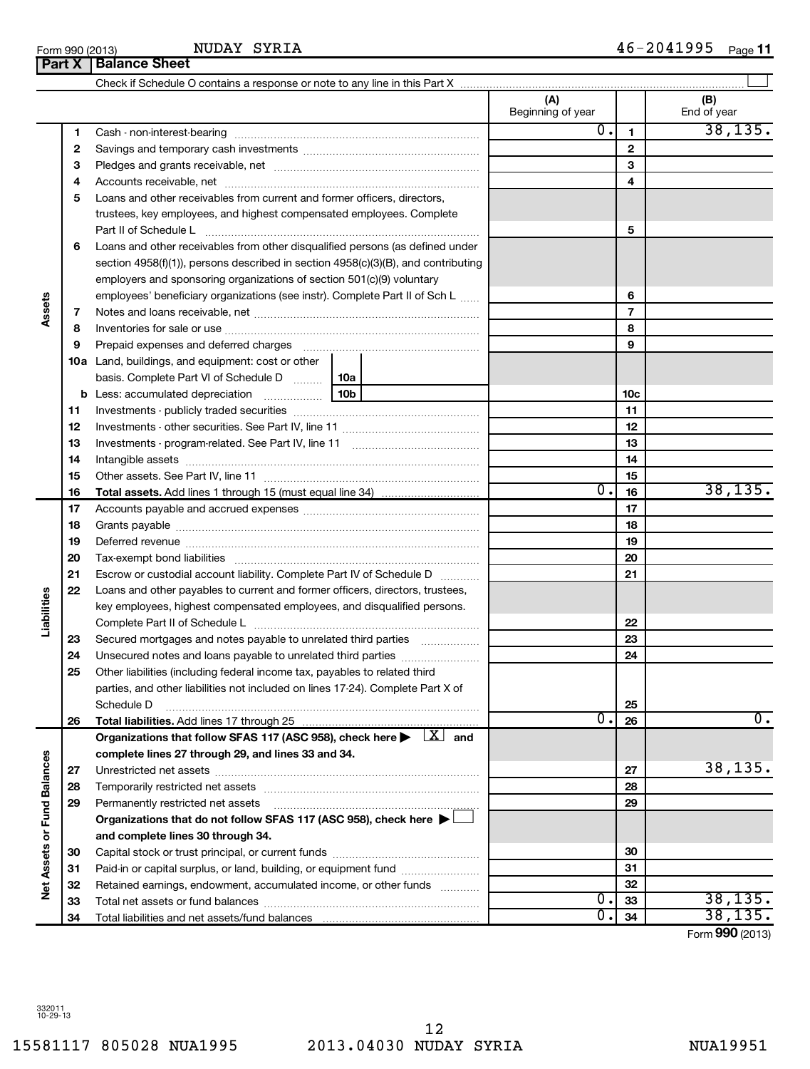Form 990 (2013) NUDAY SYRIA 46-2041995 Page 11

## Part X Balance Sheet

Check if Schedule O contains a response or note to any line in this Part X ☐

| | | | (A) Beginning of year | | (B) End of year |
|---|---|---|---|---|---|
| **Assets** | 1 | Cash - non-interest-bearing | 0. | 1 | 38,135. |
| | 2 | Savings and temporary cash investments | | 2 | |
| | 3 | Pledges and grants receivable, net | | 3 | |
| | 4 | Accounts receivable, net | | 4 | |
| | 5 | Loans and other receivables from current and former officers, directors, trustees, key employees, and highest compensated employees. Complete Part II of Schedule L | | 5 | |
| | 6 | Loans and other receivables from other disqualified persons (as defined under section 4958(f)(1)), persons described in section 4958(c)(3)(B), and contributing employers and sponsoring organizations of section 501(c)(9) voluntary employees' beneficiary organizations (see instr). Complete Part II of Sch L | | 6 | |
| | 7 | Notes and loans receivable, net | | 7 | |
| | 8 | Inventories for sale or use | | 8 | |
| | 9 | Prepaid expenses and deferred charges | | 9 | |
| | 10a | Land, buildings, and equipment: cost or other basis. Complete Part VI of Schedule D (10a) | | | |
| | b | Less: accumulated depreciation (10b) | | 10c | |
| | 11 | Investments - publicly traded securities | | 11 | |
| | 12 | Investments - other securities. See Part IV, line 11 | | 12 | |
| | 13 | Investments - program-related. See Part IV, line 11 | | 13 | |
| | 14 | Intangible assets | | 14 | |
| | 15 | Other assets. See Part IV, line 11 | | 15 | |
| | 16 | **Total assets.** Add lines 1 through 15 (must equal line 34) | 0. | 16 | 38,135. |
| **Liabilities** | 17 | Accounts payable and accrued expenses | | 17 | |
| | 18 | Grants payable | | 18 | |
| | 19 | Deferred revenue | | 19 | |
| | 20 | Tax-exempt bond liabilities | | 20 | |
| | 21 | Escrow or custodial account liability. Complete Part IV of Schedule D | | 21 | |
| | 22 | Loans and other payables to current and former officers, directors, trustees, key employees, highest compensated employees, and disqualified persons. Complete Part II of Schedule L | | 22 | |
| | 23 | Secured mortgages and notes payable to unrelated third parties | | 23 | |
| | 24 | Unsecured notes and loans payable to unrelated third parties | | 24 | |
| | 25 | Other liabilities (including federal income tax, payables to related third parties, and other liabilities not included on lines 17-24). Complete Part X of Schedule D | | 25 | |
| | 26 | **Total liabilities.** Add lines 17 through 25 | 0. | 26 | 0. |
| **Net Assets or Fund Balances** | | **Organizations that follow SFAS 117 (ASC 958), check here ▶ [X] and complete lines 27 through 29, and lines 33 and 34.** | | | |
| | 27 | Unrestricted net assets | | 27 | 38,135. |
| | 28 | Temporarily restricted net assets | | 28 | |
| | 29 | Permanently restricted net assets | | 29 | |
| | | **Organizations that do not follow SFAS 117 (ASC 958), check here ▶ ☐ and complete lines 30 through 34.** | | | |
| | 30 | Capital stock or trust principal, or current funds | | 30 | |
| | 31 | Paid-in or capital surplus, or land, building, or equipment fund | | 31 | |
| | 32 | Retained earnings, endowment, accumulated income, or other funds | | 32 | |
| | 33 | Total net assets or fund balances | 0. | 33 | 38,135. |
| | 34 | Total liabilities and net assets/fund balances | 0. | 34 | 38,135. |

Form **990** (2013)

332011 10-29-13

15581117 805028 NUA1995 2013.04030 NUDAY SYRIA NUA19951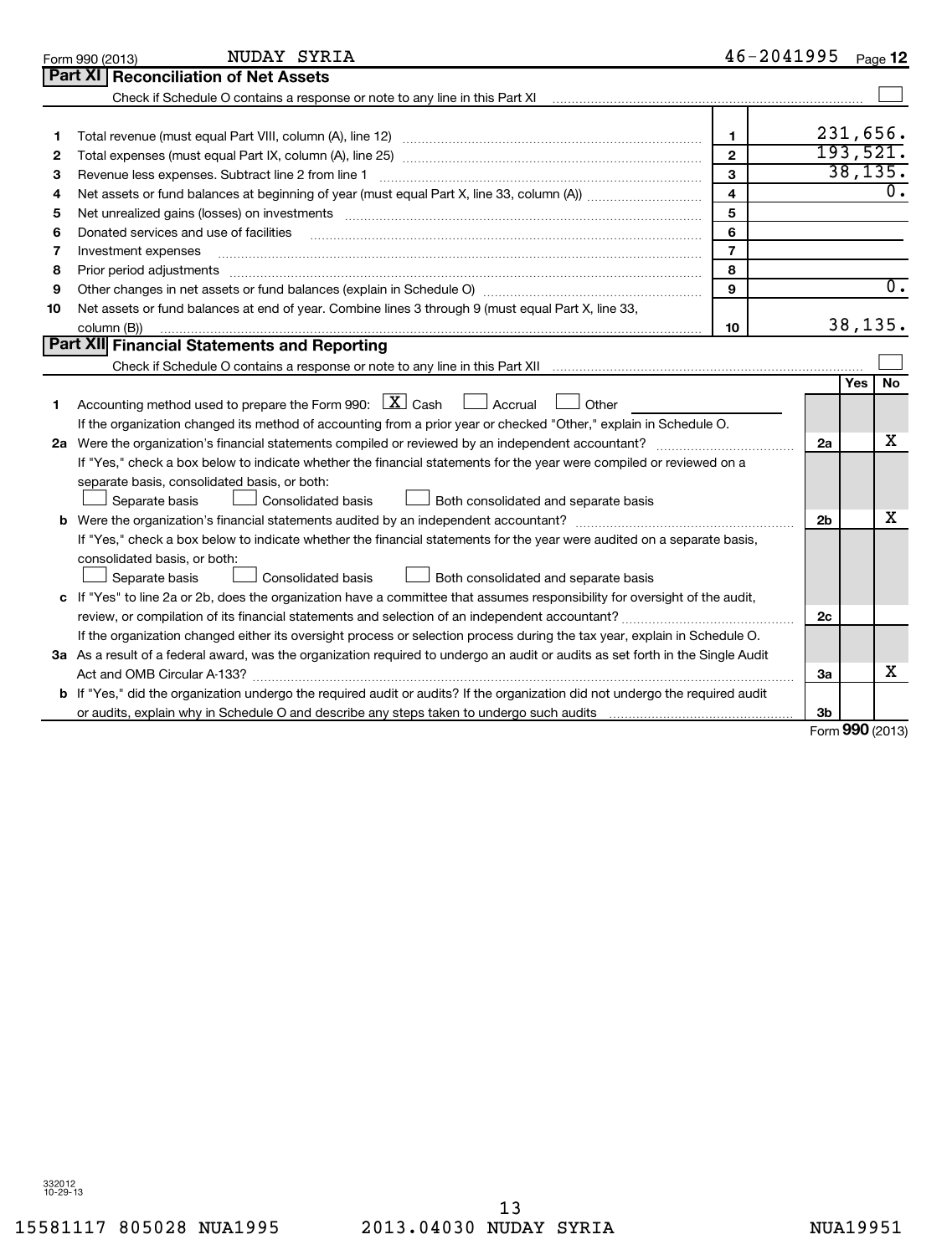Form 990 (2013) NUDAY SYRIA 46-2041995 Page 12

## Part XI Reconciliation of Net Assets

Check if Schedule O contains a response or note to any line in this Part XI ☐

| | | | |
|---|---|---|---|
| 1 | Total revenue (must equal Part VIII, column (A), line 12) | 1 | 231,656. |
| 2 | Total expenses (must equal Part IX, column (A), line 25) | 2 | 193,521. |
| 3 | Revenue less expenses. Subtract line 2 from line 1 | 3 | 38,135. |
| 4 | Net assets or fund balances at beginning of year (must equal Part X, line 33, column (A)) | 4 | 0. |
| 5 | Net unrealized gains (losses) on investments | 5 | |
| 6 | Donated services and use of facilities | 6 | |
| 7 | Investment expenses | 7 | |
| 8 | Prior period adjustments | 8 | |
| 9 | Other changes in net assets or fund balances (explain in Schedule O) | 9 | 0. |
| 10 | Net assets or fund balances at end of year. Combine lines 3 through 9 (must equal Part X, line 33, column (B)) | 10 | 38,135. |

## Part XII Financial Statements and Reporting

Check if Schedule O contains a response or note to any line in this Part XII ☐

| | | | Yes | No |
|---|---|---|---|---|
| 1 | Accounting method used to prepare the Form 990: ☒ Cash ☐ Accrual ☐ Other<br>If the organization changed its method of accounting from a prior year or checked "Other," explain in Schedule O. | | | |
| 2a | Were the organization's financial statements compiled or reviewed by an independent accountant?<br>If "Yes," check a box below to indicate whether the financial statements for the year were compiled or reviewed on a separate basis, consolidated basis, or both:<br>☐ Separate basis ☐ Consolidated basis ☐ Both consolidated and separate basis | 2a | | X |
| b | Were the organization's financial statements audited by an independent accountant?<br>If "Yes," check a box below to indicate whether the financial statements for the year were audited on a separate basis, consolidated basis, or both:<br>☐ Separate basis ☐ Consolidated basis ☐ Both consolidated and separate basis | 2b | | X |
| c | If "Yes" to line 2a or 2b, does the organization have a committee that assumes responsibility for oversight of the audit, review, or compilation of its financial statements and selection of an independent accountant?<br>If the organization changed either its oversight process or selection process during the tax year, explain in Schedule O. | 2c | | |
| 3a | As a result of a federal award, was the organization required to undergo an audit or audits as set forth in the Single Audit Act and OMB Circular A-133? | 3a | | X |
| b | If "Yes," did the organization undergo the required audit or audits? If the organization did not undergo the required audit or audits, explain why in Schedule O and describe any steps taken to undergo such audits | 3b | | |

Form **990** (2013)

332012 10-29-13

15581117 805028 NUA1995 2013.04030 NUDAY SYRIA NUA19951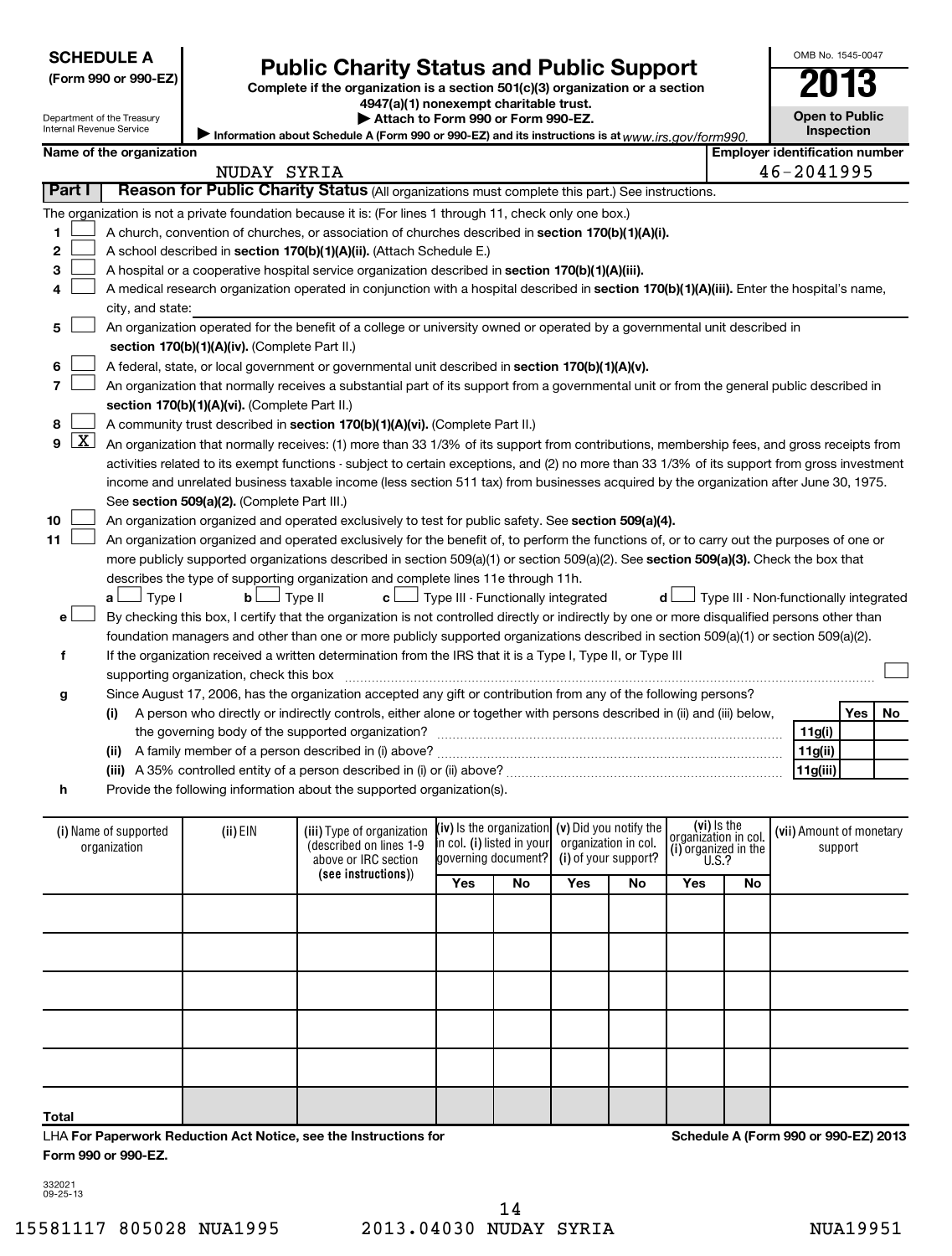**SCHEDULE A**
**(Form 990 or 990-EZ)**

Department of the Treasury
Internal Revenue Service

# Public Charity Status and Public Support

**Complete if the organization is a section 501(c)(3) organization or a section 4947(a)(1) nonexempt charitable trust.**
**▶ Attach to Form 990 or Form 990-EZ.**
▶ Information about Schedule A (Form 990 or 990-EZ) and its instructions is at www.irs.gov/form990.

OMB No. 1545-0047
**2013**
**Open to Public Inspection**

| Name of the organization | Employer identification number |
|---|---|
| NUDAY SYRIA | 46-2041995 |

**Part I** **Reason for Public Charity Status** (All organizations must complete this part.) See instructions.

The organization is not a private foundation because it is: (For lines 1 through 11, check only one box.)

1. ☐ A church, convention of churches, or association of churches described in **section 170(b)(1)(A)(i).**
2. ☐ A school described in **section 170(b)(1)(A)(ii).** (Attach Schedule E.)
3. ☐ A hospital or a cooperative hospital service organization described in **section 170(b)(1)(A)(iii).**
4. ☐ A medical research organization operated in conjunction with a hospital described in **section 170(b)(1)(A)(iii).** Enter the hospital's name, city, and state:
5. ☐ An organization operated for the benefit of a college or university owned or operated by a governmental unit described in **section 170(b)(1)(A)(iv).** (Complete Part II.)
6. ☐ A federal, state, or local government or governmental unit described in **section 170(b)(1)(A)(v).**
7. ☐ An organization that normally receives a substantial part of its support from a governmental unit or from the general public described in **section 170(b)(1)(A)(vi).** (Complete Part II.)
8. ☐ A community trust described in **section 170(b)(1)(A)(vi).** (Complete Part II.)
9. ☒ An organization that normally receives: (1) more than 33 1/3% of its support from contributions, membership fees, and gross receipts from activities related to its exempt functions - subject to certain exceptions, and (2) no more than 33 1/3% of its support from gross investment income and unrelated business taxable income (less section 511 tax) from businesses acquired by the organization after June 30, 1975. See **section 509(a)(2).** (Complete Part III.)
10. ☐ An organization organized and operated exclusively to test for public safety. See **section 509(a)(4).**
11. ☐ An organization organized and operated exclusively for the benefit of, to perform the functions of, or to carry out the purposes of one or more publicly supported organizations described in section 509(a)(1) or section 509(a)(2). See **section 509(a)(3).** Check the box that describes the type of supporting organization and complete lines 11e through 11h.

   **a** ☐ Type I  **b** ☐ Type II  **c** ☐ Type III - Functionally integrated  **d** ☐ Type III - Non-functionally integrated

   **e** ☐ By checking this box, I certify that the organization is not controlled directly or indirectly by one or more disqualified persons other than foundation managers and other than one or more publicly supported organizations described in section 509(a)(1) or section 509(a)(2).

   **f** If the organization received a written determination from the IRS that it is a Type I, Type II, or Type III supporting organization, check this box ☐

   **g** Since August 17, 2006, has the organization accepted any gift or contribution from any of the following persons?

| | | | Yes | No |
|---|---|---|---|---|
| **(i)** | A person who directly or indirectly controls, either alone or together with persons described in (ii) and (iii) below, the governing body of the supported organization? | **11g(i)** | | |
| **(ii)** | A family member of a person described in (i) above? | **11g(ii)** | | |
| **(iii)** | A 35% controlled entity of a person described in (i) or (ii) above? | **11g(iii)** | | |

   **h** Provide the following information about the supported organization(s).

| (i) Name of supported organization | (ii) EIN | (iii) Type of organization (described on lines 1-9 above or IRC section (see instructions)) | (iv) Is the organization in col. (i) listed in your governing document? | | (v) Did you notify the organization in col. (i) of your support? | | (vi) Is the organization in col. (i) organized in the U.S.? | | (vii) Amount of monetary support |
|---|---|---|---|---|---|---|---|---|---|
| | | | Yes | No | Yes | No | Yes | No | |
| | | | | | | | | | |
| | | | | | | | | | |
| | | | | | | | | | |
| | | | | | | | | | |
| | | | | | | | | | |
| **Total** | | | | | | | | | |

LHA **For Paperwork Reduction Act Notice, see the Instructions for Form 990 or 990-EZ.**

**Schedule A (Form 990 or 990-EZ) 2013**

332021
09-25-13

15581117 805028 NUA1995 2013.04030 NUDAY SYRIA NUA19951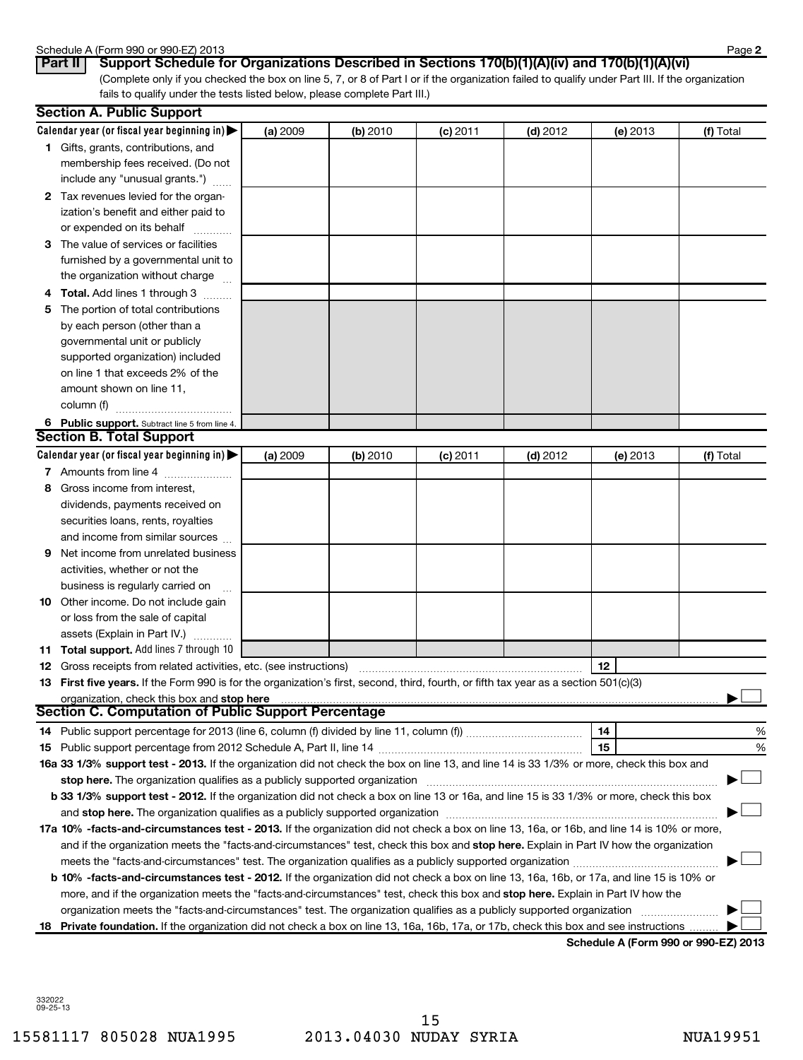## Part II Support Schedule for Organizations Described in Sections 170(b)(1)(A)(iv) and 170(b)(1)(A)(vi)

(Complete only if you checked the box on line 5, 7, or 8 of Part I or if the organization failed to qualify under Part III. If the organization fails to qualify under the tests listed below, please complete Part III.)

### Section A. Public Support

| Calendar year (or fiscal year beginning in) | (a) 2009 | (b) 2010 | (c) 2011 | (d) 2012 | (e) 2013 | (f) Total |
|---|---|---|---|---|---|---|
| **1** Gifts, grants, contributions, and membership fees received. (Do not include any "unusual grants.") | | | | | | |
| **2** Tax revenues levied for the organization's benefit and either paid to or expended on its behalf | | | | | | |
| **3** The value of services or facilities furnished by a governmental unit to the organization without charge | | | | | | |
| **4 Total.** Add lines 1 through 3 | | | | | | |
| **5** The portion of total contributions by each person (other than a governmental unit or publicly supported organization) included on line 1 that exceeds 2% of the amount shown on line 11, column (f) | | | | | | |
| **6 Public support.** Subtract line 5 from line 4. | | | | | | |

### Section B. Total Support

| Calendar year (or fiscal year beginning in) | (a) 2009 | (b) 2010 | (c) 2011 | (d) 2012 | (e) 2013 | (f) Total |
|---|---|---|---|---|---|---|
| **7** Amounts from line 4 | | | | | | |
| **8** Gross income from interest, dividends, payments received on securities loans, rents, royalties and income from similar sources | | | | | | |
| **9** Net income from unrelated business activities, whether or not the business is regularly carried on | | | | | | |
| **10** Other income. Do not include gain or loss from the sale of capital assets (Explain in Part IV.) | | | | | | |
| **11 Total support.** Add lines 7 through 10 | | | | | | |

**12** Gross receipts from related activities, etc. (see instructions) **12**

**13 First five years.** If the Form 990 is for the organization's first, second, third, fourth, or fifth tax year as a section 501(c)(3) organization, check this box and **stop here** ☐

### Section C. Computation of Public Support Percentage

**14** Public support percentage for 2013 (line 6, column (f) divided by line 11, column (f)) **14** %

**15** Public support percentage from 2012 Schedule A, Part II, line 14 **15** %

**16a 33 1/3% support test - 2013.** If the organization did not check the box on line 13, and line 14 is 33 1/3% or more, check this box and **stop here.** The organization qualifies as a publicly supported organization ☐

**b 33 1/3% support test - 2012.** If the organization did not check a box on line 13 or 16a, and line 15 is 33 1/3% or more, check this box and **stop here.** The organization qualifies as a publicly supported organization ☐

**17a 10% -facts-and-circumstances test - 2013.** If the organization did not check a box on line 13, 16a, or 16b, and line 14 is 10% or more, and if the organization meets the "facts-and-circumstances" test, check this box and **stop here.** Explain in Part IV how the organization meets the "facts-and-circumstances" test. The organization qualifies as a publicly supported organization ☐

**b 10% -facts-and-circumstances test - 2012.** If the organization did not check a box on line 13, 16a, 16b, or 17a, and line 15 is 10% or more, and if the organization meets the "facts-and-circumstances" test, check this box and **stop here.** Explain in Part IV how the organization meets the "facts-and-circumstances" test. The organization qualifies as a publicly supported organization ☐

**18 Private foundation.** If the organization did not check a box on line 13, 16a, 16b, 17a, or 17b, check this box and see instructions ☐

**Schedule A (Form 990 or 990-EZ) 2013**

332022 09-25-13

15581117 805028 NUA1995 2013.04030 NUDAY SYRIA NUA19951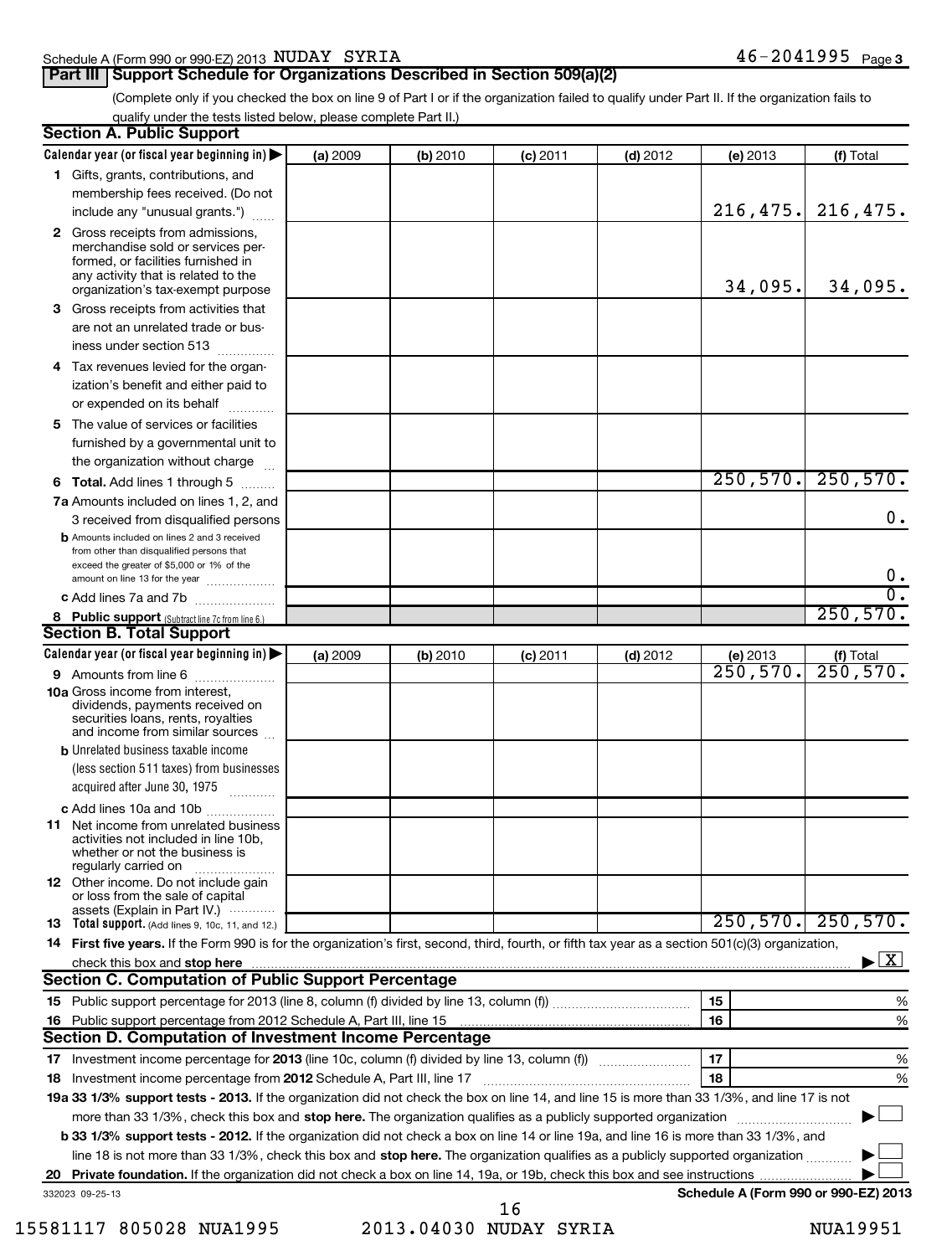Schedule A (Form 990 or 990-EZ) 2013 NUDAY SYRIA 46-2041995 Page 3

## Part III Support Schedule for Organizations Described in Section 509(a)(2)

(Complete only if you checked the box on line 9 of Part I or if the organization failed to qualify under Part II. If the organization fails to qualify under the tests listed below, please complete Part II.)

### Section A. Public Support

| Calendar year (or fiscal year beginning in) | (a) 2009 | (b) 2010 | (c) 2011 | (d) 2012 | (e) 2013 | (f) Total |
|---|---|---|---|---|---|---|
| **1** Gifts, grants, contributions, and membership fees received. (Do not include any "unusual grants.") | | | | | 216,475. | 216,475. |
| **2** Gross receipts from admissions, merchandise sold or services performed, or facilities furnished in any activity that is related to the organization's tax-exempt purpose | | | | | 34,095. | 34,095. |
| **3** Gross receipts from activities that are not an unrelated trade or business under section 513 | | | | | | |
| **4** Tax revenues levied for the organization's benefit and either paid to or expended on its behalf | | | | | | |
| **5** The value of services or facilities furnished by a governmental unit to the organization without charge | | | | | | |
| **6** **Total.** Add lines 1 through 5 | | | | | 250,570. | 250,570. |
| **7a** Amounts included on lines 1, 2, and 3 received from disqualified persons | | | | | | 0. |
| **b** Amounts included on lines 2 and 3 received from other than disqualified persons that exceed the greater of $5,000 or 1% of the amount on line 13 for the year | | | | | | 0. |
| **c** Add lines 7a and 7b | | | | | | 0. |
| **8** **Public support** (Subtract line 7c from line 6.) | | | | | | 250,570. |

### Section B. Total Support

| Calendar year (or fiscal year beginning in) | (a) 2009 | (b) 2010 | (c) 2011 | (d) 2012 | (e) 2013 | (f) Total |
|---|---|---|---|---|---|---|
| **9** Amounts from line 6 | | | | | 250,570. | 250,570. |
| **10a** Gross income from interest, dividends, payments received on securities loans, rents, royalties and income from similar sources | | | | | | |
| **b** Unrelated business taxable income (less section 511 taxes) from businesses acquired after June 30, 1975 | | | | | | |
| **c** Add lines 10a and 10b | | | | | | |
| **11** Net income from unrelated business activities not included in line 10b, whether or not the business is regularly carried on | | | | | | |
| **12** Other income. Do not include gain or loss from the sale of capital assets (Explain in Part IV.) | | | | | | |
| **13** **Total support.** (Add lines 9, 10c, 11, and 12.) | | | | | 250,570. | 250,570. |

**14** **First five years.** If the Form 990 is for the organization's first, second, third, fourth, or fifth tax year as a section 501(c)(3) organization, check this box and **stop here** ▶ [X]

### Section C. Computation of Public Support Percentage

| | | | |
|---|---|---|---|
| **15** | Public support percentage for 2013 (line 8, column (f) divided by line 13, column (f)) | 15 | % |
| **16** | Public support percentage from 2012 Schedule A, Part III, line 15 | 16 | % |

### Section D. Computation of Investment Income Percentage

| | | | |
|---|---|---|---|
| **17** | Investment income percentage for **2013** (line 10c, column (f) divided by line 13, column (f)) | 17 | % |
| **18** | Investment income percentage from **2012** Schedule A, Part III, line 17 | 18 | % |

**19a 33 1/3% support tests - 2013.** If the organization did not check the box on line 14, and line 15 is more than 33 1/3%, and line 17 is not more than 33 1/3%, check this box and **stop here.** The organization qualifies as a publicly supported organization ▶ [ ]

**b 33 1/3% support tests - 2012.** If the organization did not check a box on line 14 or line 19a, and line 16 is more than 33 1/3%, and line 18 is not more than 33 1/3%, check this box and **stop here.** The organization qualifies as a publicly supported organization ▶ [ ]

**20** **Private foundation.** If the organization did not check a box on line 14, 19a, or 19b, check this box and see instructions ▶ [ ]

332023 09-25-13 **Schedule A (Form 990 or 990-EZ) 2013**

15581117 805028 NUA1995 2013.04030 NUDAY SYRIA NUA19951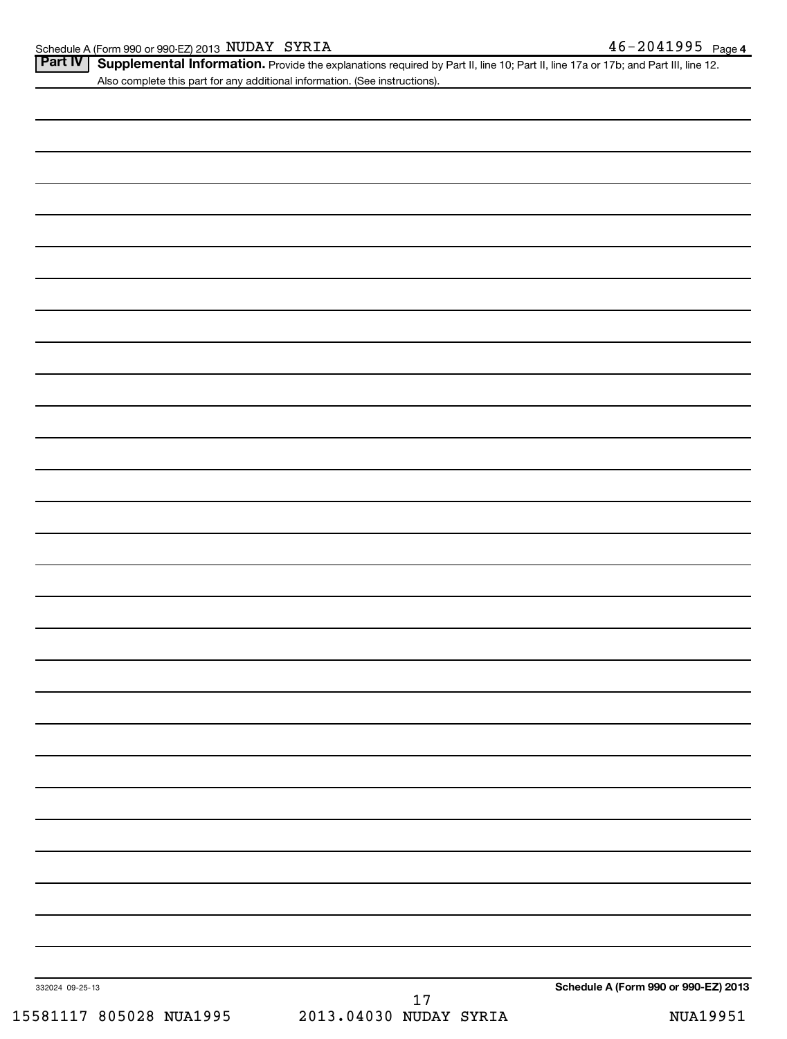**Part IV** **Supplemental Information.** Provide the explanations required by Part II, line 10; Part II, line 17a or 17b; and Part III, line 12. Also complete this part for any additional information. (See instructions).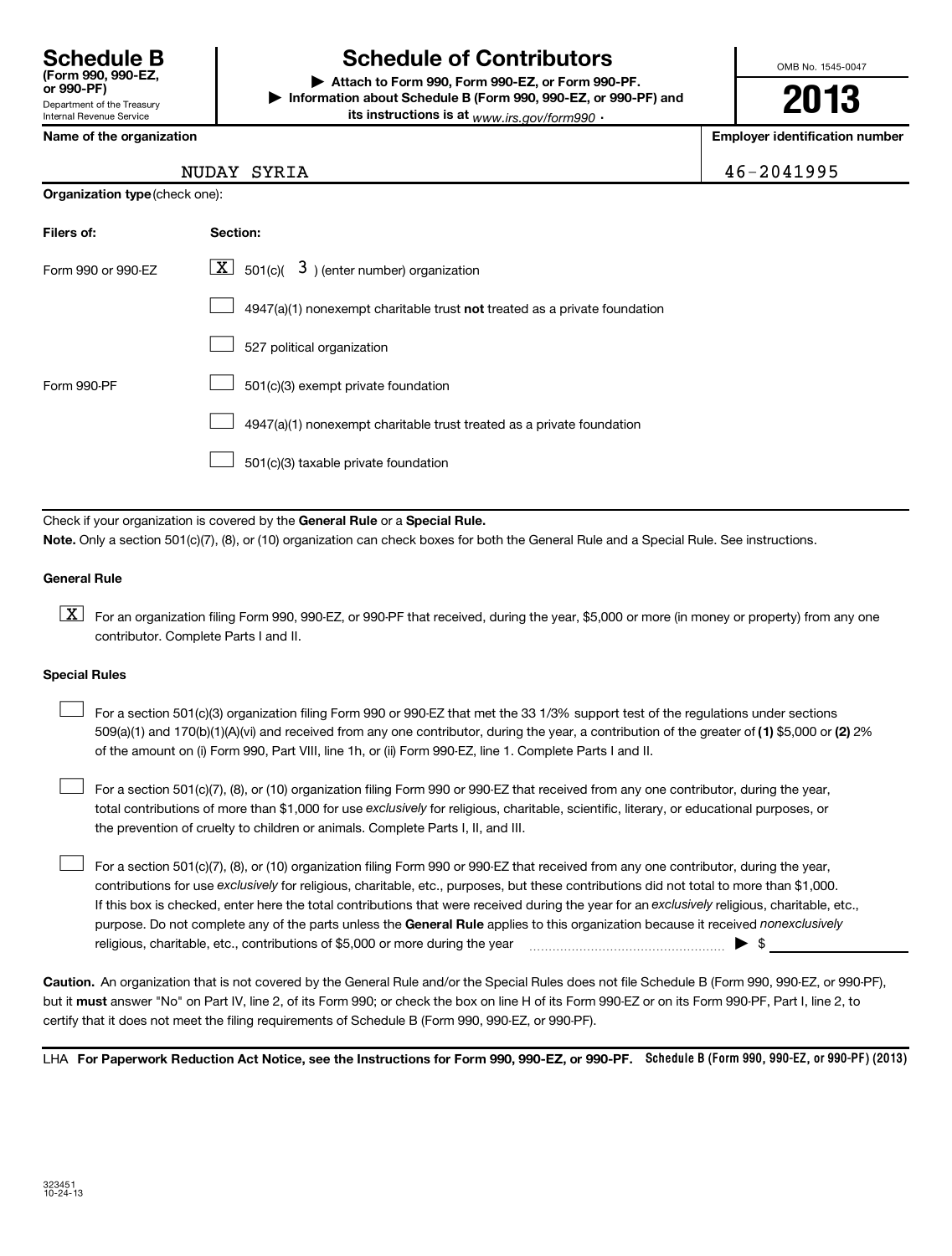# Schedule B (Form 990, 990-EZ, or 990-PF)

Department of the Treasury
Internal Revenue Service

## Schedule of Contributors

▶ Attach to Form 990, Form 990-EZ, or Form 990-PF.
▶ Information about Schedule B (Form 990, 990-EZ, or 990-PF) and its instructions is at *www.irs.gov/form990* .

OMB No. 1545-0047

**2013**

| Name of the organization | Employer identification number |
|---|---|
| NUDAY SYRIA | 46-2041995 |

**Organization type** (check one):

| Filers of: | Section: |
|---|---|
| Form 990 or 990-EZ | [X] 501(c)( 3 ) (enter number) organization |
| | [ ] 4947(a)(1) nonexempt charitable trust **not** treated as a private foundation |
| | [ ] 527 political organization |
| Form 990-PF | [ ] 501(c)(3) exempt private foundation |
| | [ ] 4947(a)(1) nonexempt charitable trust treated as a private foundation |
| | [ ] 501(c)(3) taxable private foundation |

Check if your organization is covered by the **General Rule** or a **Special Rule.**

**Note.** Only a section 501(c)(7), (8), or (10) organization can check boxes for both the General Rule and a Special Rule. See instructions.

**General Rule**

[X] For an organization filing Form 990, 990-EZ, or 990-PF that received, during the year, $5,000 or more (in money or property) from any one contributor. Complete Parts I and II.

**Special Rules**

[ ] For a section 501(c)(3) organization filing Form 990 or 990-EZ that met the 33 1/3% support test of the regulations under sections 509(a)(1) and 170(b)(1)(A)(vi) and received from any one contributor, during the year, a contribution of the greater of **(1)** $5,000 or **(2)** 2% of the amount on (i) Form 990, Part VIII, line 1h, or (ii) Form 990-EZ, line 1. Complete Parts I and II.

[ ] For a section 501(c)(7), (8), or (10) organization filing Form 990 or 990-EZ that received from any one contributor, during the year, total contributions of more than $1,000 for use *exclusively* for religious, charitable, scientific, literary, or educational purposes, or the prevention of cruelty to children or animals. Complete Parts I, II, and III.

[ ] For a section 501(c)(7), (8), or (10) organization filing Form 990 or 990-EZ that received from any one contributor, during the year, contributions for use *exclusively* for religious, charitable, etc., purposes, but these contributions did not total to more than $1,000. If this box is checked, enter here the total contributions that were received during the year for an *exclusively* religious, charitable, etc., purpose. Do not complete any of the parts unless the **General Rule** applies to this organization because it received *nonexclusively* religious, charitable, etc., contributions of $5,000 or more during the year ▶ $ \_\_\_\_\_\_\_\_\_\_

**Caution.** An organization that is not covered by the General Rule and/or the Special Rules does not file Schedule B (Form 990, 990-EZ, or 990-PF), but it **must** answer "No" on Part IV, line 2, of its Form 990; or check the box on line H of its Form 990-EZ or on its Form 990-PF, Part I, line 2, to certify that it does not meet the filing requirements of Schedule B (Form 990, 990-EZ, or 990-PF).

LHA **For Paperwork Reduction Act Notice, see the Instructions for Form 990, 990-EZ, or 990-PF.** **Schedule B (Form 990, 990-EZ, or 990-PF) (2013)**

323451
10-24-13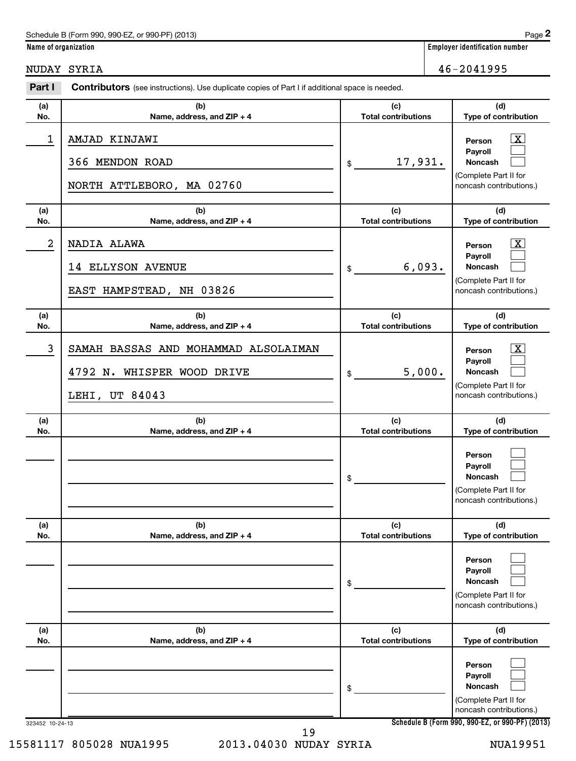Schedule B (Form 990, 990-EZ, or 990-PF) (2013) Page **2**

**Name of organization**

NUDAY SYRIA

**Employer identification number**

46-2041995

**Part I** **Contributors** (see instructions). Use duplicate copies of Part I if additional space is needed.

| (a) No. | (b) Name, address, and ZIP + 4 | (c) Total contributions | (d) Type of contribution |
|---|---|---|---|
| 1 | AMJAD KINJAWI<br>366 MENDON ROAD<br>NORTH ATTLEBORO, MA 02760 | $ 17,931. | Person [X]<br>Payroll [ ]<br>Noncash [ ]<br>(Complete Part II for noncash contributions.) |
| 2 | NADIA ALAWA<br>14 ELLYSON AVENUE<br>EAST HAMPSTEAD, NH 03826 | $ 6,093. | Person [X]<br>Payroll [ ]<br>Noncash [ ]<br>(Complete Part II for noncash contributions.) |
| 3 | SAMAH BASSAS AND MOHAMMAD ALSOLAIMAN<br>4792 N. WHISPER WOOD DRIVE<br>LEHI, UT 84043 | $ 5,000. | Person [X]<br>Payroll [ ]<br>Noncash [ ]<br>(Complete Part II for noncash contributions.) |
| | | $ | Person [ ]<br>Payroll [ ]<br>Noncash [ ]<br>(Complete Part II for noncash contributions.) |
| | | $ | Person [ ]<br>Payroll [ ]<br>Noncash [ ]<br>(Complete Part II for noncash contributions.) |
| | | $ | Person [ ]<br>Payroll [ ]<br>Noncash [ ]<br>(Complete Part II for noncash contributions.) |

323452 10-24-13 **Schedule B (Form 990, 990-EZ, or 990-PF) (2013)**

15581117 805028 NUA1995 2013.04030 NUDAY SYRIA NUA19951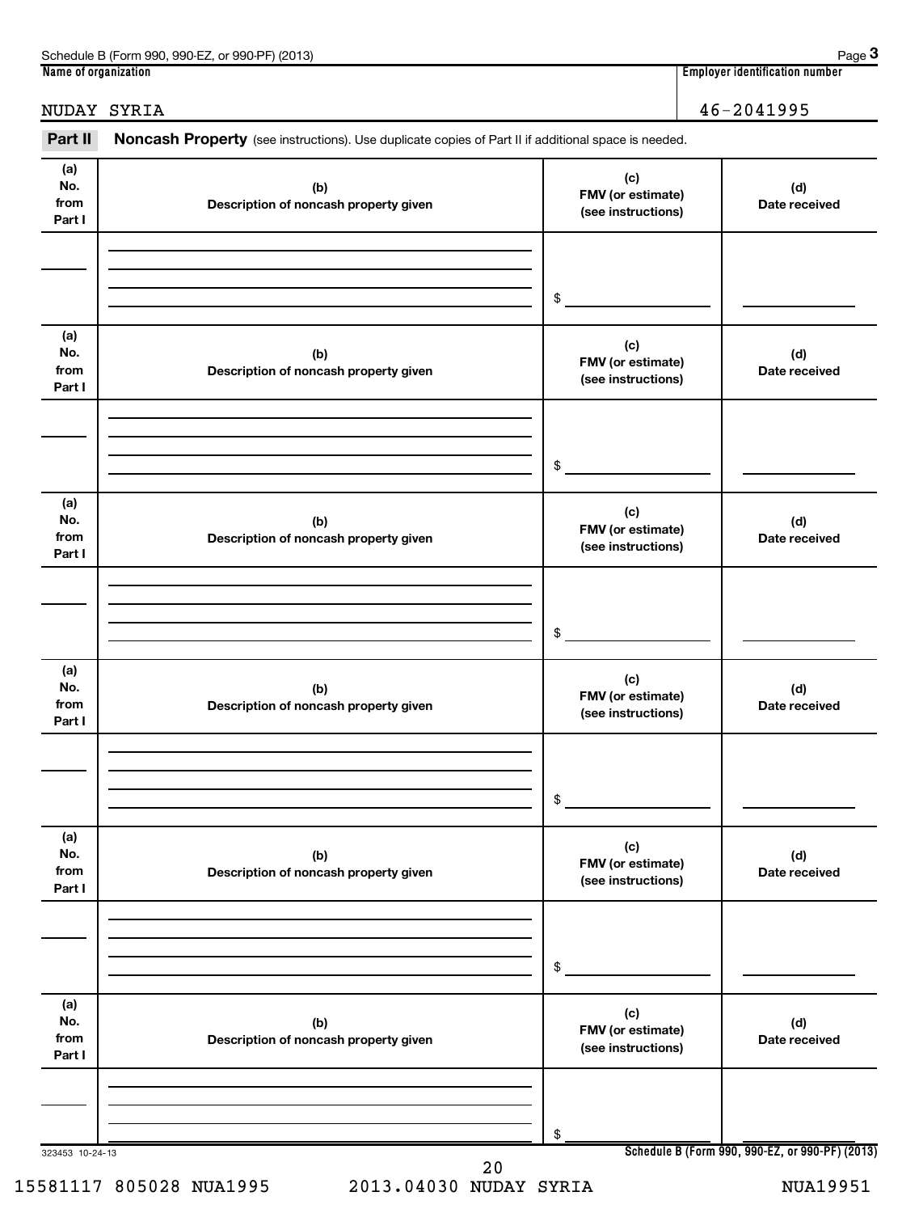Schedule B (Form 990, 990-EZ, or 990-PF) (2013)

| Name of organization | Employer identification number |
| --- | --- |
| NUDAY SYRIA | 46-2041995 |

**Part II** **Noncash Property** (see instructions). Use duplicate copies of Part II if additional space is needed.

| (a) No. from Part I | (b) Description of noncash property given | (c) FMV (or estimate) (see instructions) | (d) Date received |
| --- | --- | --- | --- |
| | | $ | |

| (a) No. from Part I | (b) Description of noncash property given | (c) FMV (or estimate) (see instructions) | (d) Date received |
| --- | --- | --- | --- |
| | | $ | |

| (a) No. from Part I | (b) Description of noncash property given | (c) FMV (or estimate) (see instructions) | (d) Date received |
| --- | --- | --- | --- |
| | | $ | |

| (a) No. from Part I | (b) Description of noncash property given | (c) FMV (or estimate) (see instructions) | (d) Date received |
| --- | --- | --- | --- |
| | | $ | |

| (a) No. from Part I | (b) Description of noncash property given | (c) FMV (or estimate) (see instructions) | (d) Date received |
| --- | --- | --- | --- |
| | | $ | |

| (a) No. from Part I | (b) Description of noncash property given | (c) FMV (or estimate) (see instructions) | (d) Date received |
| --- | --- | --- | --- |
| | | $ | |

323453 10-24-13

Schedule B (Form 990, 990-EZ, or 990-PF) (2013)

15581117 805028 NUA1995 2013.04030 NUDAY SYRIA NUA19951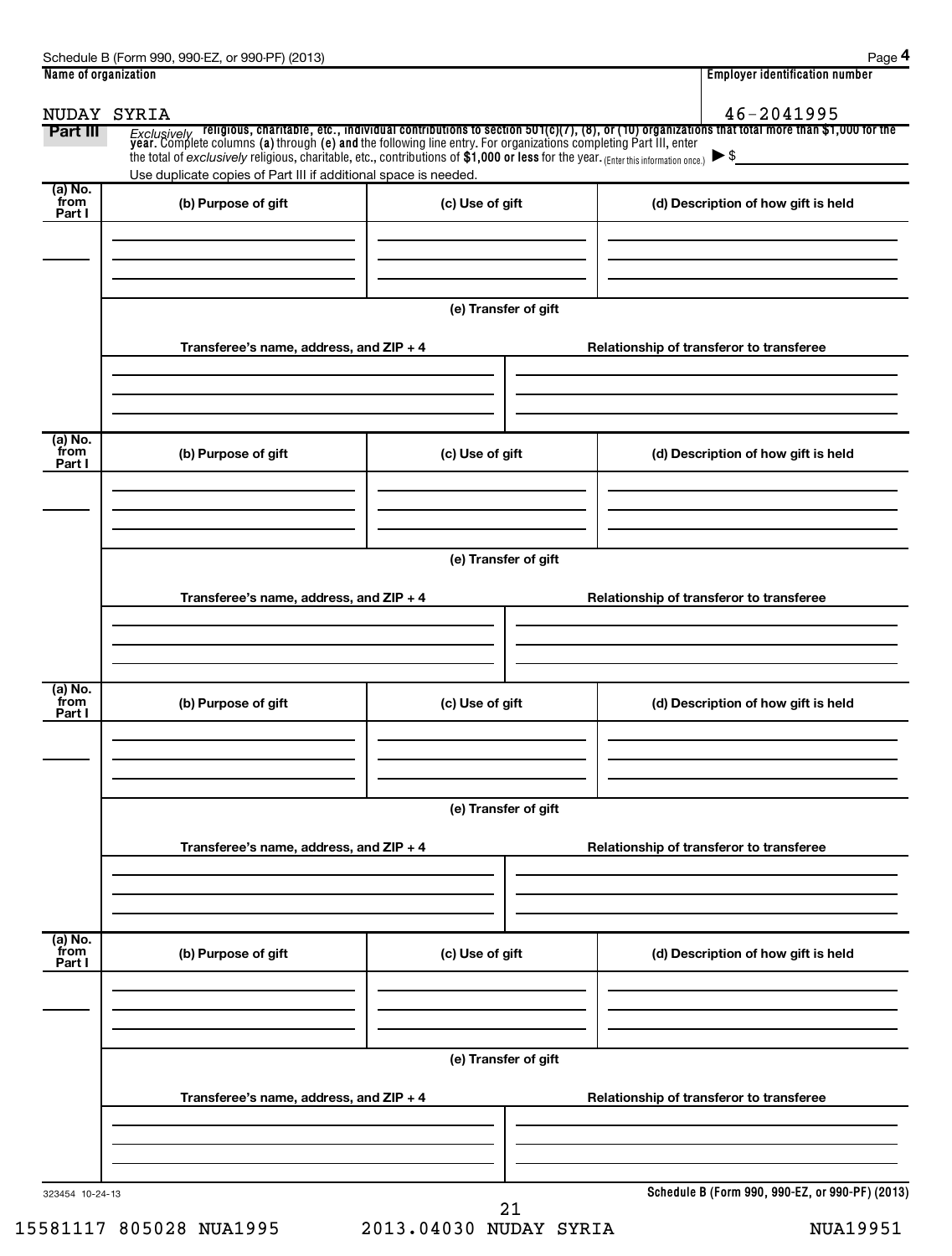Schedule B (Form 990, 990-EZ, or 990-PF) (2013)

| Name of organization | Employer identification number |
| --- | --- |
| NUDAY SYRIA | 46-2041995 |

**Part III** *Exclusively* **religious, charitable, etc., individual contributions to section 501(c)(7), (8), or (10) organizations that total more than $1,000 for the year.** Complete columns **(a)** through **(e)** and the following line entry. For organizations completing Part III, enter the total of *exclusively* religious, charitable, etc., contributions of **$1,000 or less** for the year. (Enter this information once.) ▶ $

Use duplicate copies of Part III if additional space is needed.

| (a) No. from Part I | (b) Purpose of gift | (c) Use of gift | (d) Description of how gift is held |
| --- | --- | --- | --- |
| | | | |

**(e) Transfer of gift**

| Transferee's name, address, and ZIP + 4 | Relationship of transferor to transferee |
| --- | --- |
| | |

| (a) No. from Part I | (b) Purpose of gift | (c) Use of gift | (d) Description of how gift is held |
| --- | --- | --- | --- |
| | | | |

**(e) Transfer of gift**

| Transferee's name, address, and ZIP + 4 | Relationship of transferor to transferee |
| --- | --- |
| | |

| (a) No. from Part I | (b) Purpose of gift | (c) Use of gift | (d) Description of how gift is held |
| --- | --- | --- | --- |
| | | | |

**(e) Transfer of gift**

| Transferee's name, address, and ZIP + 4 | Relationship of transferor to transferee |
| --- | --- |
| | |

| (a) No. from Part I | (b) Purpose of gift | (c) Use of gift | (d) Description of how gift is held |
| --- | --- | --- | --- |
| | | | |

**(e) Transfer of gift**

| Transferee's name, address, and ZIP + 4 | Relationship of transferor to transferee |
| --- | --- |
| | |

323454 10-24-13

**Schedule B (Form 990, 990-EZ, or 990-PF) (2013)**

15581117 805028 NUA1995 2013.04030 NUDAY SYRIA NUA19951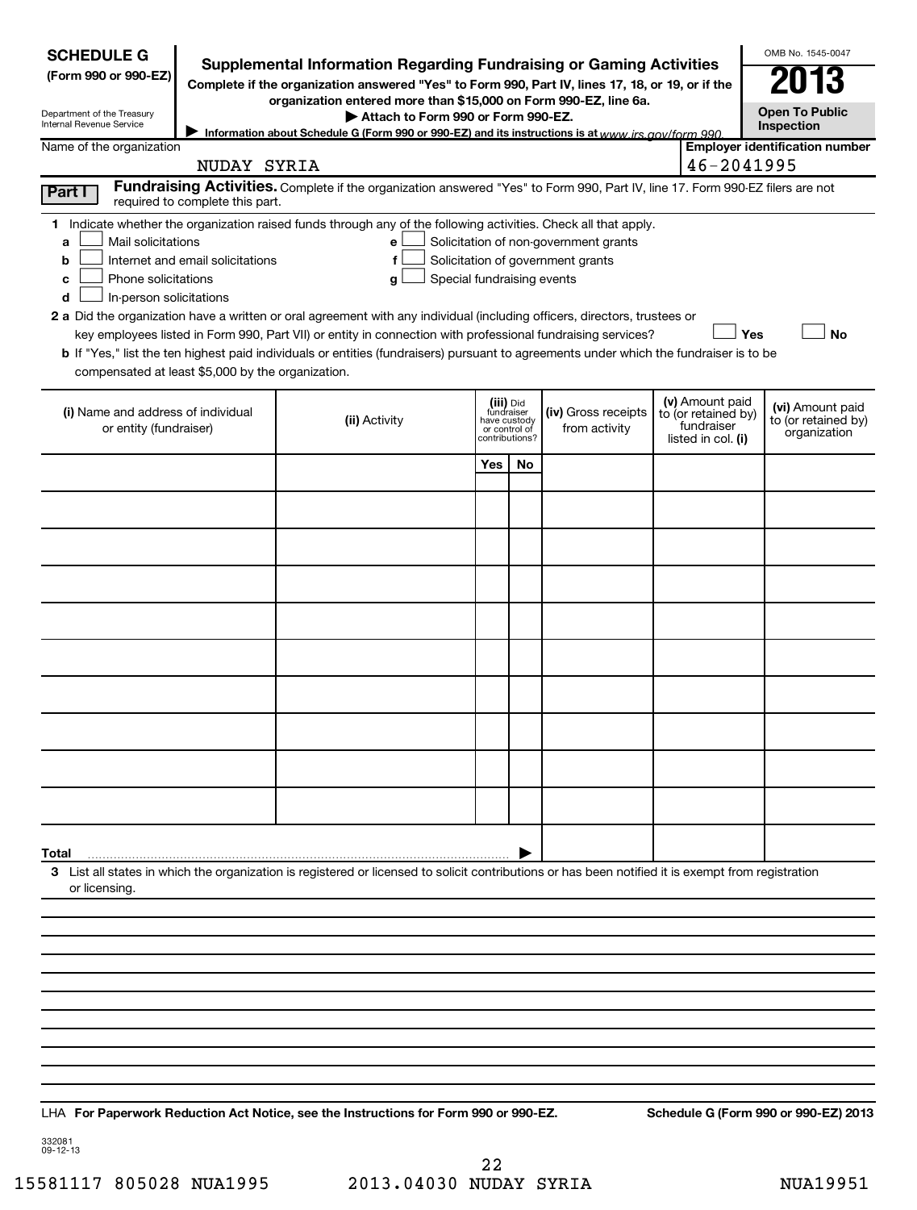**SCHEDULE G**
**(Form 990 or 990-EZ)**

Department of the Treasury
Internal Revenue Service

# Supplemental Information Regarding Fundraising or Gaming Activities

**Complete if the organization answered "Yes" to Form 990, Part IV, lines 17, 18, or 19, or if the organization entered more than $15,000 on Form 990-EZ, line 6a.**

**▶ Attach to Form 990 or Form 990-EZ.**

**▶ Information about Schedule G (Form 990 or 990-EZ) and its instructions is at** www.irs.gov/form990.

OMB No. 1545-0047

**2013**

**Open To Public Inspection**

Name of the organization: NUDAY SYRIA

Employer identification number: 46-2041995

**Part I** **Fundraising Activities.** Complete if the organization answered "Yes" to Form 990, Part IV, line 17. Form 990-EZ filers are not required to complete this part.

**1** Indicate whether the organization raised funds through any of the following activities. Check all that apply.

- **a** ☐ Mail solicitations
- **b** ☐ Internet and email solicitations
- **c** ☐ Phone solicitations
- **d** ☐ In-person solicitations
- **e** ☐ Solicitation of non-government grants
- **f** ☐ Solicitation of government grants
- **g** ☐ Special fundraising events

**2 a** Did the organization have a written or oral agreement with any individual (including officers, directors, trustees or key employees listed in Form 990, Part VII) or entity in connection with professional fundraising services? ☐ **Yes** ☐ **No**

**b** If "Yes," list the ten highest paid individuals or entities (fundraisers) pursuant to agreements under which the fundraiser is to be compensated at least $5,000 by the organization.

| (i) Name and address of individual or entity (fundraiser) | (ii) Activity | (iii) Did fundraiser have custody or control of contributions? Yes | No | (iv) Gross receipts from activity | (v) Amount paid to (or retained by) fundraiser listed in col. (i) | (vi) Amount paid to (or retained by) organization |
|---|---|---|---|---|---|---|
| | | | | | | |
| | | | | | | |
| | | | | | | |
| | | | | | | |
| | | | | | | |
| | | | | | | |
| | | | | | | |
| | | | | | | |
| | | | | | | |
| | | | | | | |
| **Total** ▶ | | | | | | |

**3** List all states in which the organization is registered or licensed to solicit contributions or has been notified it is exempt from registration or licensing.

LHA **For Paperwork Reduction Act Notice, see the Instructions for Form 990 or 990-EZ.** **Schedule G (Form 990 or 990-EZ) 2013**

332081
09-12-13

15581117 805028 NUA1995 2013.04030 NUDAY SYRIA NUA19951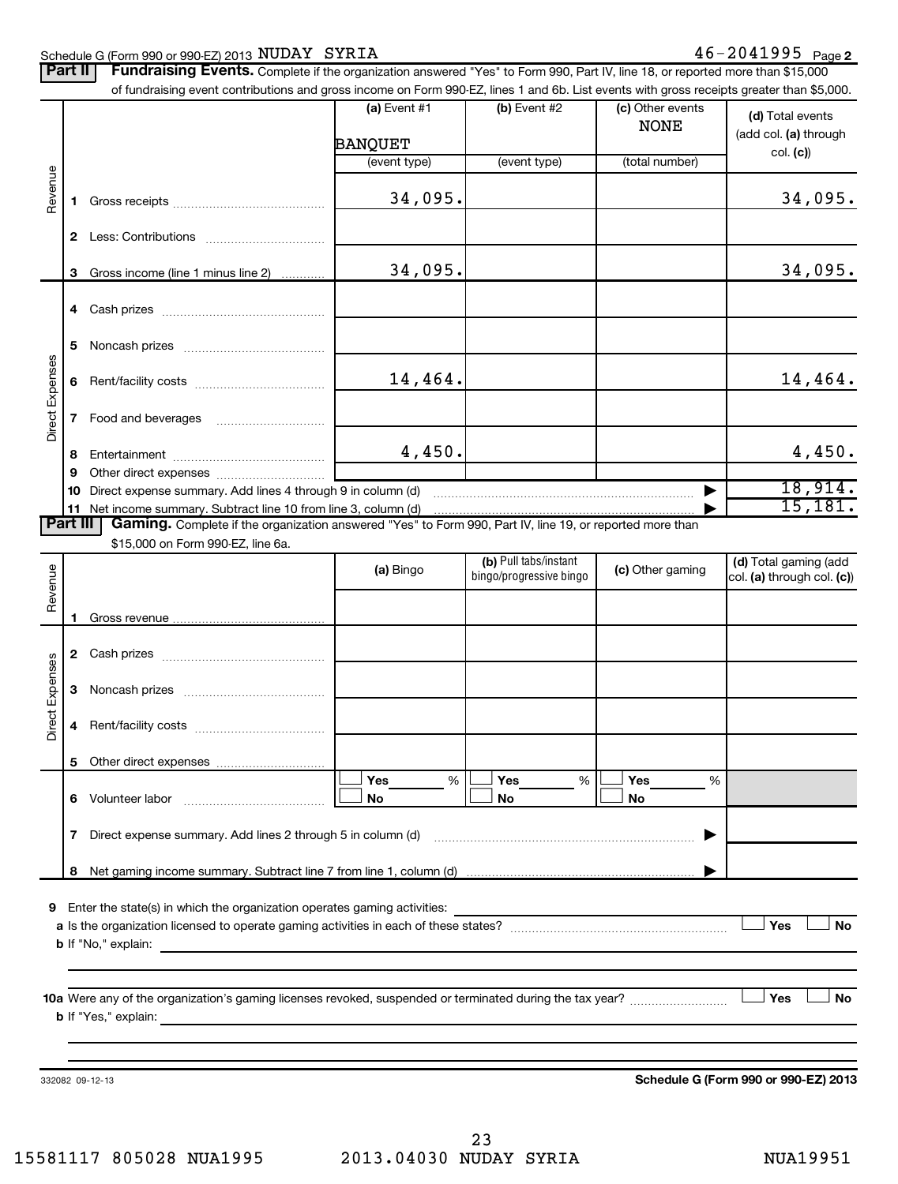Schedule G (Form 990 or 990-EZ) 2013 NUDAY SYRIA 46-2041995 Page 2

**Part II | Fundraising Events.** Complete if the organization answered "Yes" to Form 990, Part IV, line 18, or reported more than $15,000 of fundraising event contributions and gross income on Form 990-EZ, lines 1 and 6b. List events with gross receipts greater than $5,000.

| | | (a) Event #1 BANQUET (event type) | (b) Event #2 (event type) | (c) Other events NONE (total number) | (d) Total events (add col. (a) through col. (c)) |
|---|---|---|---|---|---|
| Revenue | 1 Gross receipts | 34,095. | | | 34,095. |
| | 2 Less: Contributions | | | | |
| | 3 Gross income (line 1 minus line 2) | 34,095. | | | 34,095. |
| Direct Expenses | 4 Cash prizes | | | | |
| | 5 Noncash prizes | | | | |
| | 6 Rent/facility costs | 14,464. | | | 14,464. |
| | 7 Food and beverages | | | | |
| | 8 Entertainment | 4,450. | | | 4,450. |
| | 9 Other direct expenses | | | | |
| | 10 Direct expense summary. Add lines 4 through 9 in column (d) | | | ▶ | 18,914. |
| | 11 Net income summary. Subtract line 10 from line 3, column (d) | | | ▶ | 15,181. |

**Part III | Gaming.** Complete if the organization answered "Yes" to Form 990, Part IV, line 19, or reported more than $15,000 on Form 990-EZ, line 6a.

| | | (a) Bingo | (b) Pull tabs/instant bingo/progressive bingo | (c) Other gaming | (d) Total gaming (add col. (a) through col. (c)) |
|---|---|---|---|---|---|
| Revenue | 1 Gross revenue | | | | |
| Direct Expenses | 2 Cash prizes | | | | |
| | 3 Noncash prizes | | | | |
| | 4 Rent/facility costs | | | | |
| | 5 Other direct expenses | | | | |
| | 6 Volunteer labor | ☐ Yes ___ % ☐ No | ☐ Yes ___ % ☐ No | ☐ Yes ___ % ☐ No | |
| | 7 Direct expense summary. Add lines 2 through 5 in column (d) | | | ▶ | |
| | 8 Net gaming income summary. Subtract line 7 from line 1, column (d) | | | ▶ | |

9 Enter the state(s) in which the organization operates gaming activities: ____________

a Is the organization licensed to operate gaming activities in each of these states? ☐ Yes ☐ No

b If "No," explain: ____________

10a Were any of the organization's gaming licenses revoked, suspended or terminated during the tax year? ☐ Yes ☐ No

b If "Yes," explain: ____________

332082 09-12-13 **Schedule G (Form 990 or 990-EZ) 2013**

15581117 805028 NUA1995 2013.04030 NUDAY SYRIA NUA19951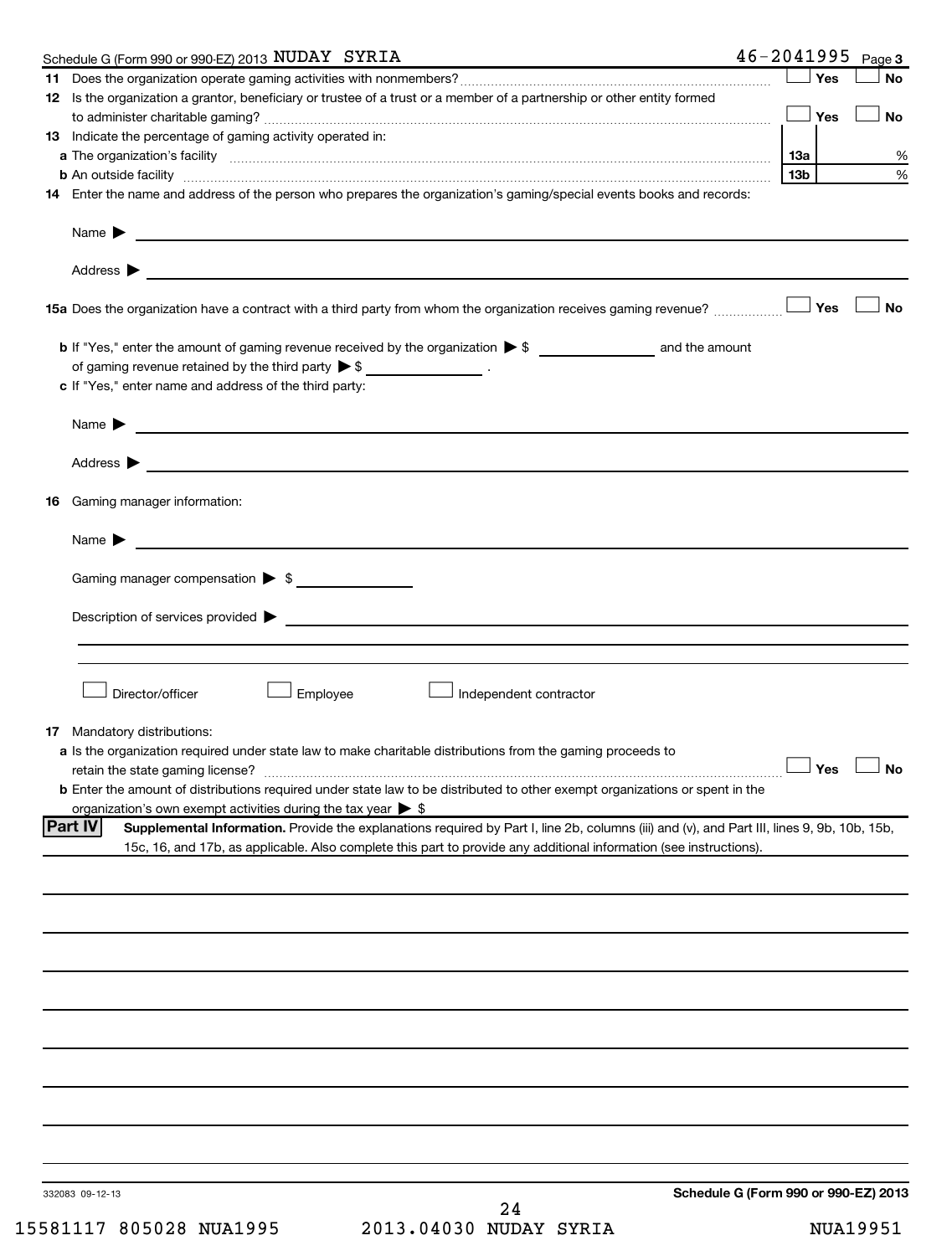Schedule G (Form 990 or 990-EZ) 2013 NUDAY SYRIA 46-2041995 Page 3

11 Does the organization operate gaming activities with nonmembers? ☐ Yes ☐ No

12 Is the organization a grantor, beneficiary or trustee of a trust or a member of a partnership or other entity formed to administer charitable gaming? ☐ Yes ☐ No

13 Indicate the percentage of gaming activity operated in:

a The organization's facility — 13a %

b An outside facility — 13b %

14 Enter the name and address of the person who prepares the organization's gaming/special events books and records:

Name ▶

Address ▶

15a Does the organization have a contract with a third party from whom the organization receives gaming revenue? ☐ Yes ☐ No

b If "Yes," enter the amount of gaming revenue received by the organization ▶ $ ________ and the amount of gaming revenue retained by the third party ▶ $ ________ .

c If "Yes," enter name and address of the third party:

Name ▶

Address ▶

16 Gaming manager information:

Name ▶

Gaming manager compensation ▶ $

Description of services provided ▶

☐ Director/officer ☐ Employee ☐ Independent contractor

17 Mandatory distributions:

a Is the organization required under state law to make charitable distributions from the gaming proceeds to retain the state gaming license? ☐ Yes ☐ No

b Enter the amount of distributions required under state law to be distributed to other exempt organizations or spent in the organization's own exempt activities during the tax year ▶ $

## Part IV Supplemental Information.

Provide the explanations required by Part I, line 2b, columns (iii) and (v), and Part III, lines 9, 9b, 10b, 15b, 15c, 16, and 17b, as applicable. Also complete this part to provide any additional information (see instructions).

332083 09-12-13 Schedule G (Form 990 or 990-EZ) 2013

15581117 805028 NUA1995 2013.04030 NUDAY SYRIA NUA19951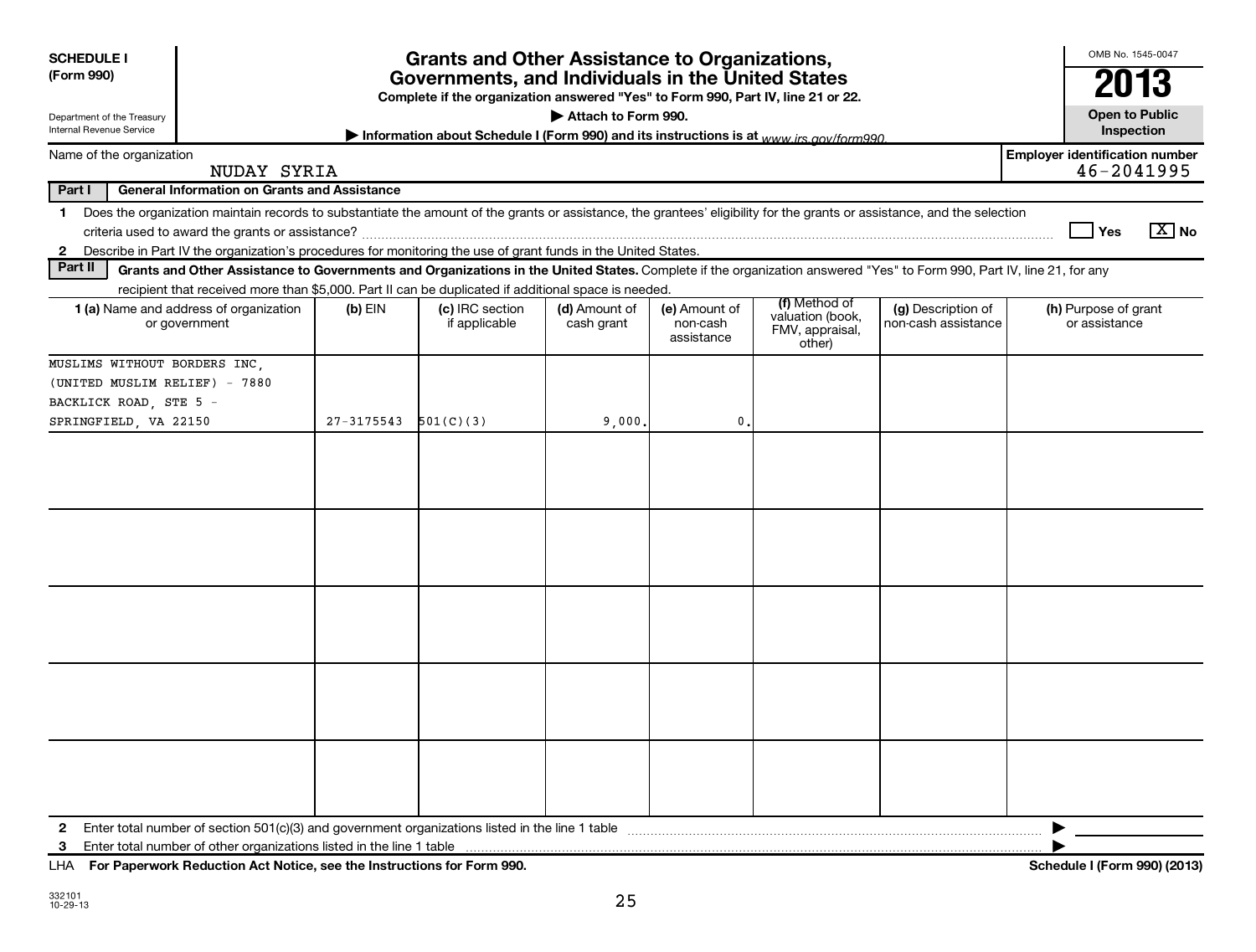**SCHEDULE I (Form 990)**

Department of the Treasury
Internal Revenue Service

# Grants and Other Assistance to Organizations, Governments, and Individuals in the United States

**Complete if the organization answered "Yes" to Form 990, Part IV, line 21 or 22.**

▶ Attach to Form 990.

▶ Information about Schedule I (Form 990) and its instructions is at www.irs.gov/form990.

OMB No. 1545-0047

**2013**

**Open to Public Inspection**

Name of the organization: NUDAY SYRIA

Employer identification number: 46-2041995

**Part I — General Information on Grants and Assistance**

1 Does the organization maintain records to substantiate the amount of the grants or assistance, the grantees' eligibility for the grants or assistance, and the selection criteria used to award the grants or assistance? ☐ Yes ☒ No

2 Describe in Part IV the organization's procedures for monitoring the use of grant funds in the United States.

**Part II — Grants and Other Assistance to Governments and Organizations in the United States.** Complete if the organization answered "Yes" to Form 990, Part IV, line 21, for any recipient that received more than $5,000. Part II can be duplicated if additional space is needed.

| 1 (a) Name and address of organization or government | (b) EIN | (c) IRC section if applicable | (d) Amount of cash grant | (e) Amount of non-cash assistance | (f) Method of valuation (book, FMV, appraisal, other) | (g) Description of non-cash assistance | (h) Purpose of grant or assistance |
|---|---|---|---|---|---|---|---|
| MUSLIMS WITHOUT BORDERS INC, (UNITED MUSLIM RELIEF) - 7880 BACKLICK ROAD, STE 5 - SPRINGFIELD, VA 22150 | 27-3175543 | 501(C)(3) | 9,000. | 0. | | | |
| | | | | | | | |
| | | | | | | | |
| | | | | | | | |
| | | | | | | | |
| | | | | | | | |

2 Enter total number of section 501(c)(3) and government organizations listed in the line 1 table ▶

3 Enter total number of other organizations listed in the line 1 table ▶

LHA **For Paperwork Reduction Act Notice, see the Instructions for Form 990.** **Schedule I (Form 990) (2013)**

332101
10-29-13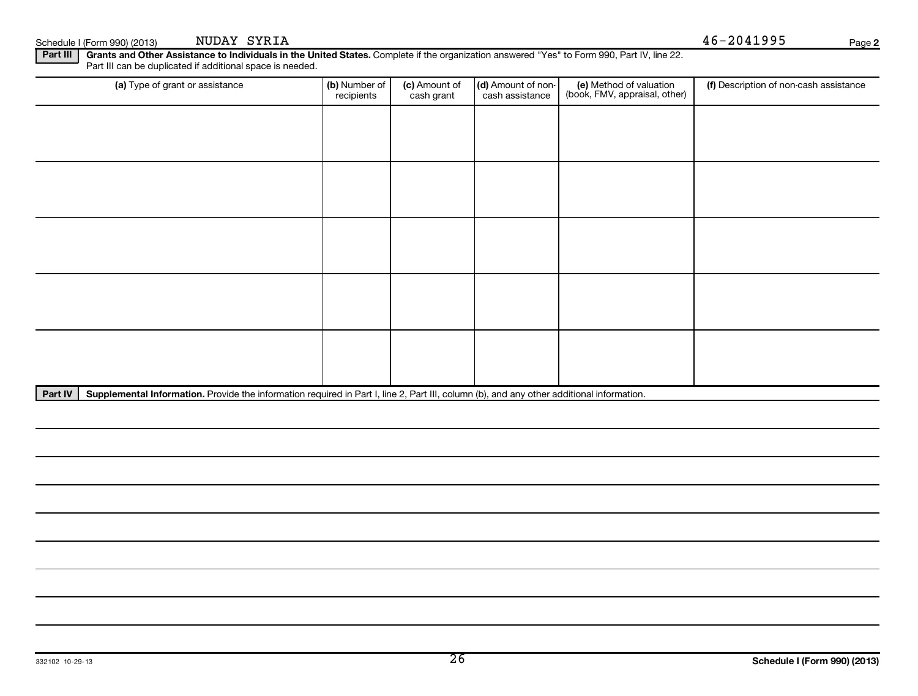Schedule I (Form 990) (2013) NUDAY SYRIA 46-2041995

**Part III** **Grants and Other Assistance to Individuals in the United States.** Complete if the organization answered "Yes" to Form 990, Part IV, line 22. Part III can be duplicated if additional space is needed.

| (a) Type of grant or assistance | (b) Number of recipients | (c) Amount of cash grant | (d) Amount of non-cash assistance | (e) Method of valuation (book, FMV, appraisal, other) | (f) Description of non-cash assistance |
|---|---|---|---|---|---|
| | | | | | |
| | | | | | |
| | | | | | |
| | | | | | |
| | | | | | |

**Part IV** **Supplemental Information.** Provide the information required in Part I, line 2, Part III, column (b), and any other additional information.

332102 10-29-13

Schedule I (Form 990) (2013)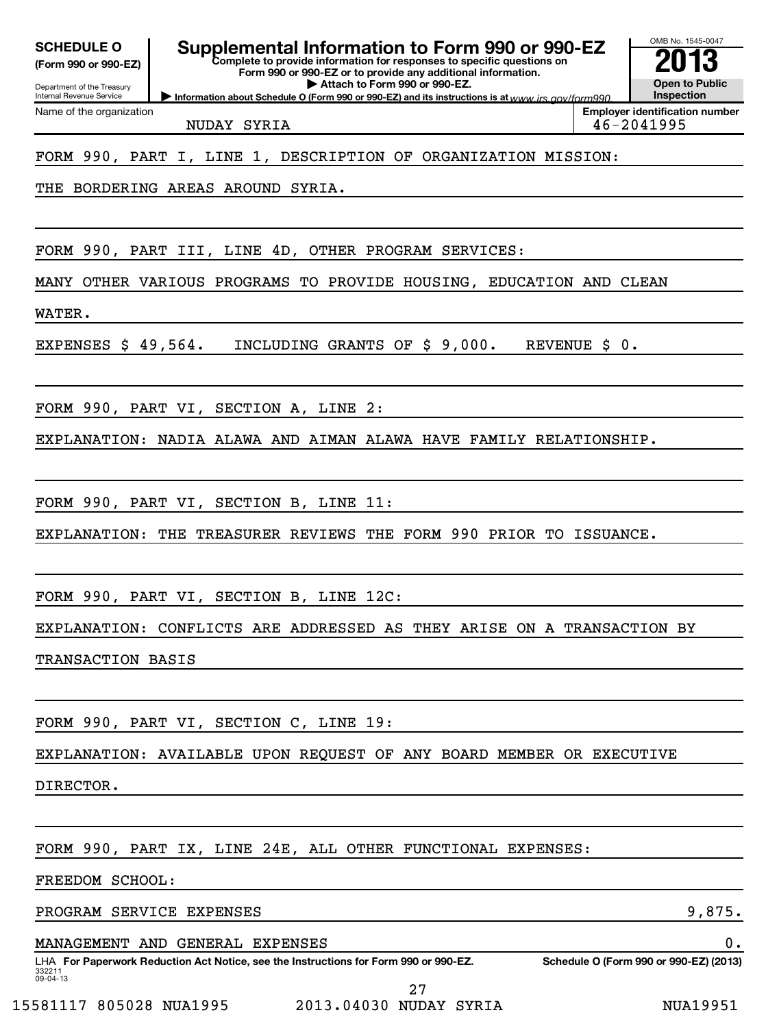**SCHEDULE O**
**(Form 990 or 990-EZ)**

Department of the Treasury
Internal Revenue Service

# Supplemental Information to Form 990 or 990-EZ

**Complete to provide information for responses to specific questions on Form 990 or 990-EZ or to provide any additional information.**
**▶ Attach to Form 990 or 990-EZ.**
**▶ Information about Schedule O (Form 990 or 990-EZ) and its instructions is at** *www.irs.gov/form990.*

OMB No. 1545-0047
**2013**
**Open to Public Inspection**

Name of the organization: NUDAY SYRIA
**Employer identification number:** 46-2041995

FORM 990, PART I, LINE 1, DESCRIPTION OF ORGANIZATION MISSION:

THE BORDERING AREAS AROUND SYRIA.

FORM 990, PART III, LINE 4D, OTHER PROGRAM SERVICES:

MANY OTHER VARIOUS PROGRAMS TO PROVIDE HOUSING, EDUCATION AND CLEAN WATER.

EXPENSES $ 49,564. INCLUDING GRANTS OF $ 9,000. REVENUE $ 0.

FORM 990, PART VI, SECTION A, LINE 2:

EXPLANATION: NADIA ALAWA AND AIMAN ALAWA HAVE FAMILY RELATIONSHIP.

FORM 990, PART VI, SECTION B, LINE 11:

EXPLANATION: THE TREASURER REVIEWS THE FORM 990 PRIOR TO ISSUANCE.

FORM 990, PART VI, SECTION B, LINE 12C:

EXPLANATION: CONFLICTS ARE ADDRESSED AS THEY ARISE ON A TRANSACTION BY TRANSACTION BASIS

FORM 990, PART VI, SECTION C, LINE 19:

EXPLANATION: AVAILABLE UPON REQUEST OF ANY BOARD MEMBER OR EXECUTIVE DIRECTOR.

FORM 990, PART IX, LINE 24E, ALL OTHER FUNCTIONAL EXPENSES:

FREEDOM SCHOOL:

| | |
|---|---|
| PROGRAM SERVICE EXPENSES | 9,875. |
| MANAGEMENT AND GENERAL EXPENSES | 0. |

LHA **For Paperwork Reduction Act Notice, see the Instructions for Form 990 or 990-EZ.** **Schedule O (Form 990 or 990-EZ) (2013)**

332211
09-04-13

15581117 805028 NUA1995 2013.04030 NUDAY SYRIA NUA19951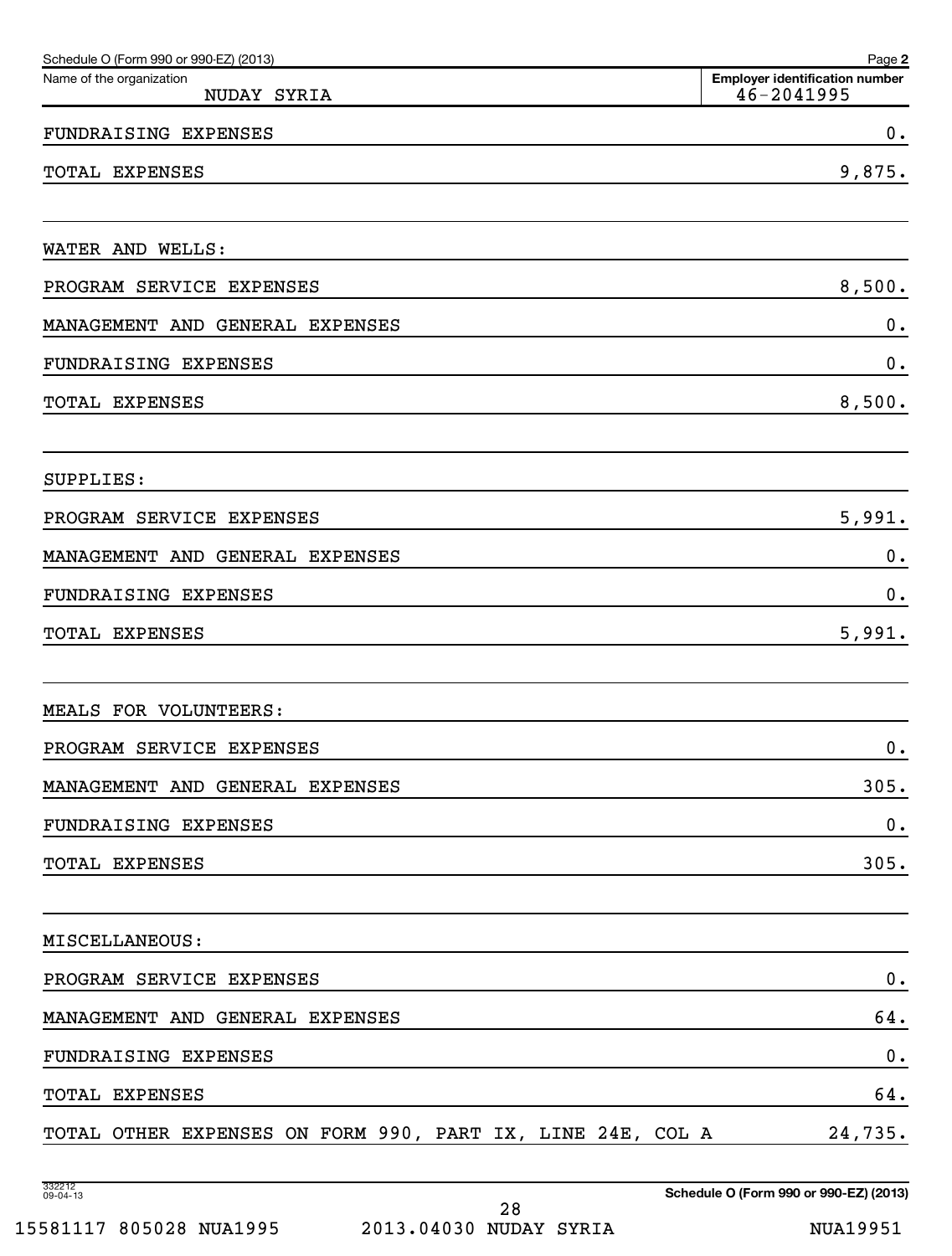Schedule O (Form 990 or 990-EZ) (2013) Page 2

| Name of the organization | Employer identification number |
| --- | --- |
| NUDAY SYRIA | 46-2041995 |

| | |
| --- | --- |
| FUNDRAISING EXPENSES | 0. |
| TOTAL EXPENSES | 9,875. |
| | |
| WATER AND WELLS: | |
| PROGRAM SERVICE EXPENSES | 8,500. |
| MANAGEMENT AND GENERAL EXPENSES | 0. |
| FUNDRAISING EXPENSES | 0. |
| TOTAL EXPENSES | 8,500. |
| | |
| SUPPLIES: | |
| PROGRAM SERVICE EXPENSES | 5,991. |
| MANAGEMENT AND GENERAL EXPENSES | 0. |
| FUNDRAISING EXPENSES | 0. |
| TOTAL EXPENSES | 5,991. |
| | |
| MEALS FOR VOLUNTEERS: | |
| PROGRAM SERVICE EXPENSES | 0. |
| MANAGEMENT AND GENERAL EXPENSES | 305. |
| FUNDRAISING EXPENSES | 0. |
| TOTAL EXPENSES | 305. |
| | |
| MISCELLANEOUS: | |
| PROGRAM SERVICE EXPENSES | 0. |
| MANAGEMENT AND GENERAL EXPENSES | 64. |
| FUNDRAISING EXPENSES | 0. |
| TOTAL EXPENSES | 64. |
| TOTAL OTHER EXPENSES ON FORM 990, PART IX, LINE 24E, COL A | 24,735. |

332212 09-04-13

Schedule O (Form 990 or 990-EZ) (2013)

15581117 805028 NUA1995 2013.04030 NUDAY SYRIA NUA19951